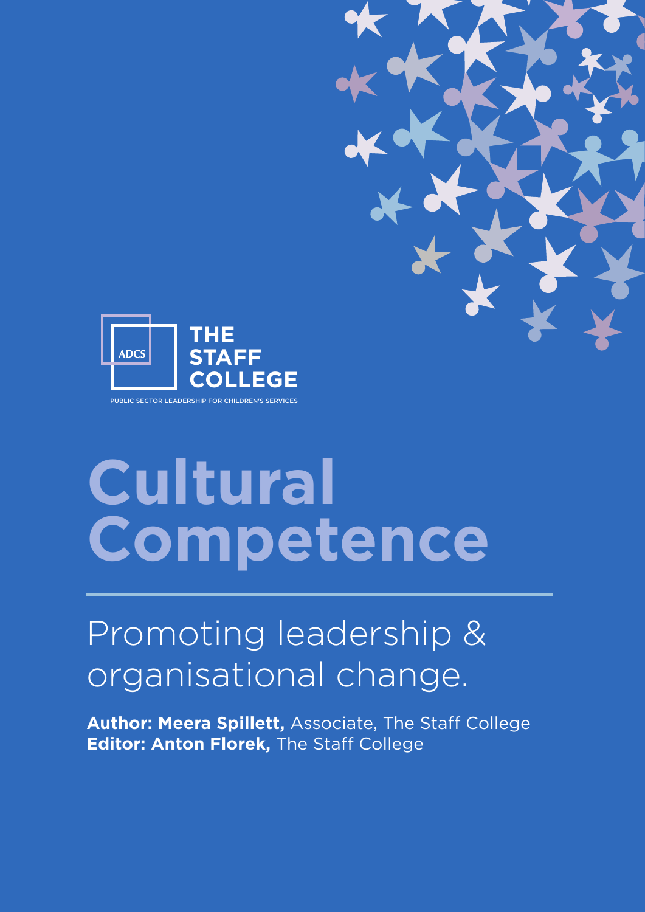ADCS

**THE STAFF COLLEGE**

PUBLIC SECTOR LEADERSHIP FOR CHILDREN'S SERVICES

# Cultural Competence

## Promoting leadership & organisational change.

**Author: Meera Spillett,** Associate, The Staff College
**Editor: Anton Florek,** The Staff College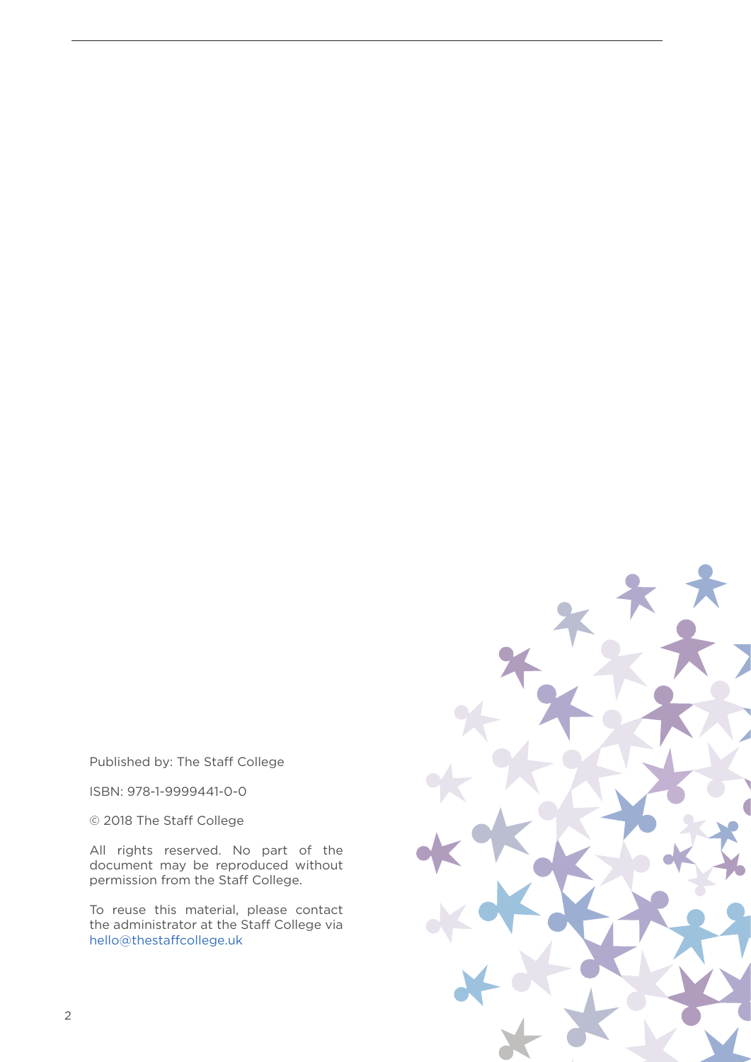Published by: The Staff College

ISBN: 978-1-9999441-0-0

© 2018 The Staff College

All rights reserved. No part of the document may be reproduced without permission from the Staff College.

To reuse this material, please contact the administrator at the Staff College via hello@thestaffcollege.uk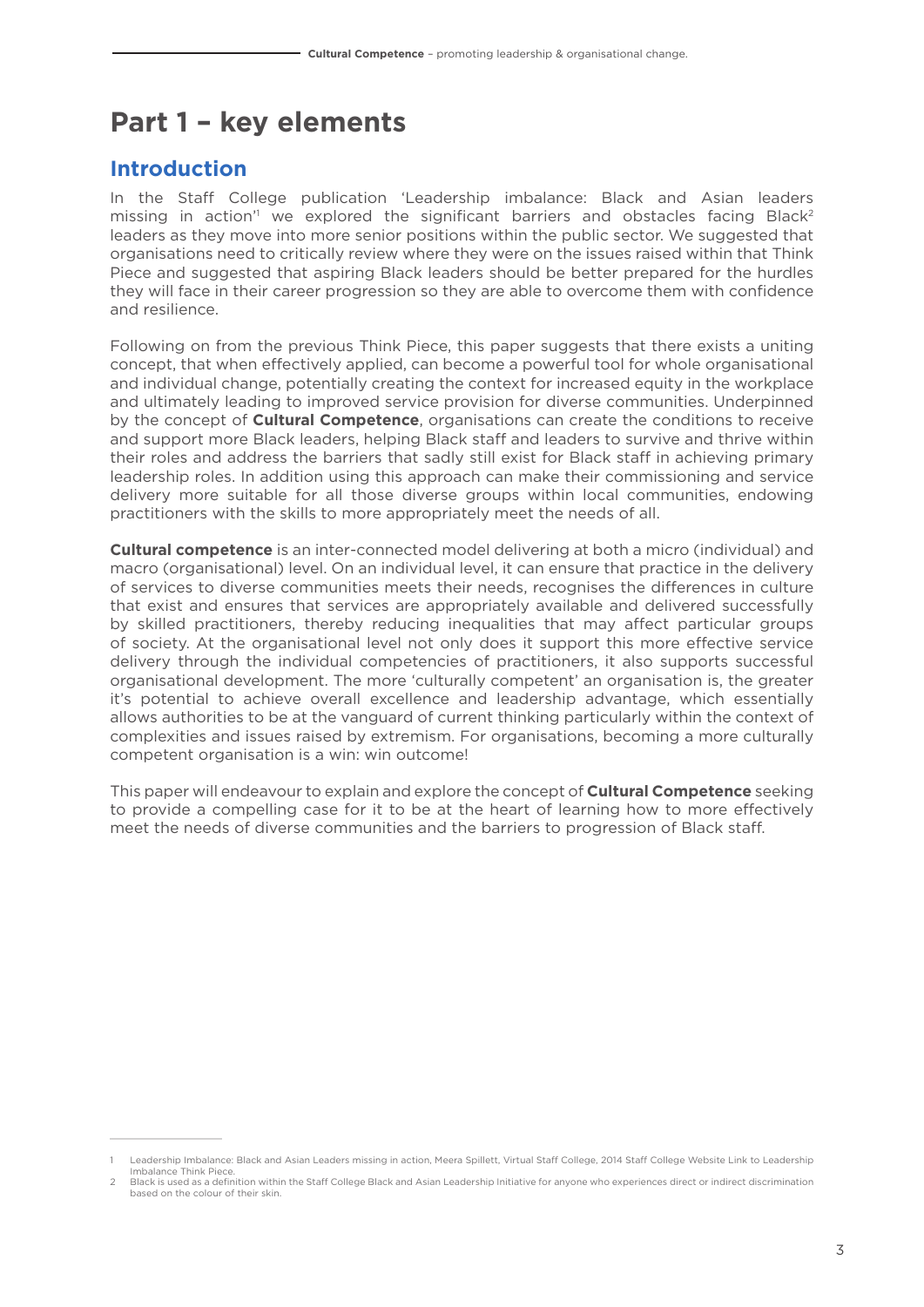# Part 1 – key elements

## Introduction

In the Staff College publication 'Leadership imbalance: Black and Asian leaders missing in action'[1] we explored the significant barriers and obstacles facing Black[2] leaders as they move into more senior positions within the public sector. We suggested that organisations need to critically review where they were on the issues raised within that Think Piece and suggested that aspiring Black leaders should be better prepared for the hurdles they will face in their career progression so they are able to overcome them with confidence and resilience.

Following on from the previous Think Piece, this paper suggests that there exists a uniting concept, that when effectively applied, can become a powerful tool for whole organisational and individual change, potentially creating the context for increased equity in the workplace and ultimately leading to improved service provision for diverse communities. Underpinned by the concept of **Cultural Competence**, organisations can create the conditions to receive and support more Black leaders, helping Black staff and leaders to survive and thrive within their roles and address the barriers that sadly still exist for Black staff in achieving primary leadership roles. In addition using this approach can make their commissioning and service delivery more suitable for all those diverse groups within local communities, endowing practitioners with the skills to more appropriately meet the needs of all.

**Cultural competence** is an inter-connected model delivering at both a micro (individual) and macro (organisational) level. On an individual level, it can ensure that practice in the delivery of services to diverse communities meets their needs, recognises the differences in culture that exist and ensures that services are appropriately available and delivered successfully by skilled practitioners, thereby reducing inequalities that may affect particular groups of society. At the organisational level not only does it support this more effective service delivery through the individual competencies of practitioners, it also supports successful organisational development. The more 'culturally competent' an organisation is, the greater it's potential to achieve overall excellence and leadership advantage, which essentially allows authorities to be at the vanguard of current thinking particularly within the context of complexities and issues raised by extremism. For organisations, becoming a more culturally competent organisation is a win: win outcome!

This paper will endeavour to explain and explore the concept of **Cultural Competence** seeking to provide a compelling case for it to be at the heart of learning how to more effectively meet the needs of diverse communities and the barriers to progression of Black staff.

---

1 Leadership Imbalance: Black and Asian Leaders missing in action, Meera Spillett, Virtual Staff College, 2014 Staff College Website Link to Leadership Imbalance Think Piece.

2 Black is used as a definition within the Staff College Black and Asian Leadership Initiative for anyone who experiences direct or indirect discrimination based on the colour of their skin.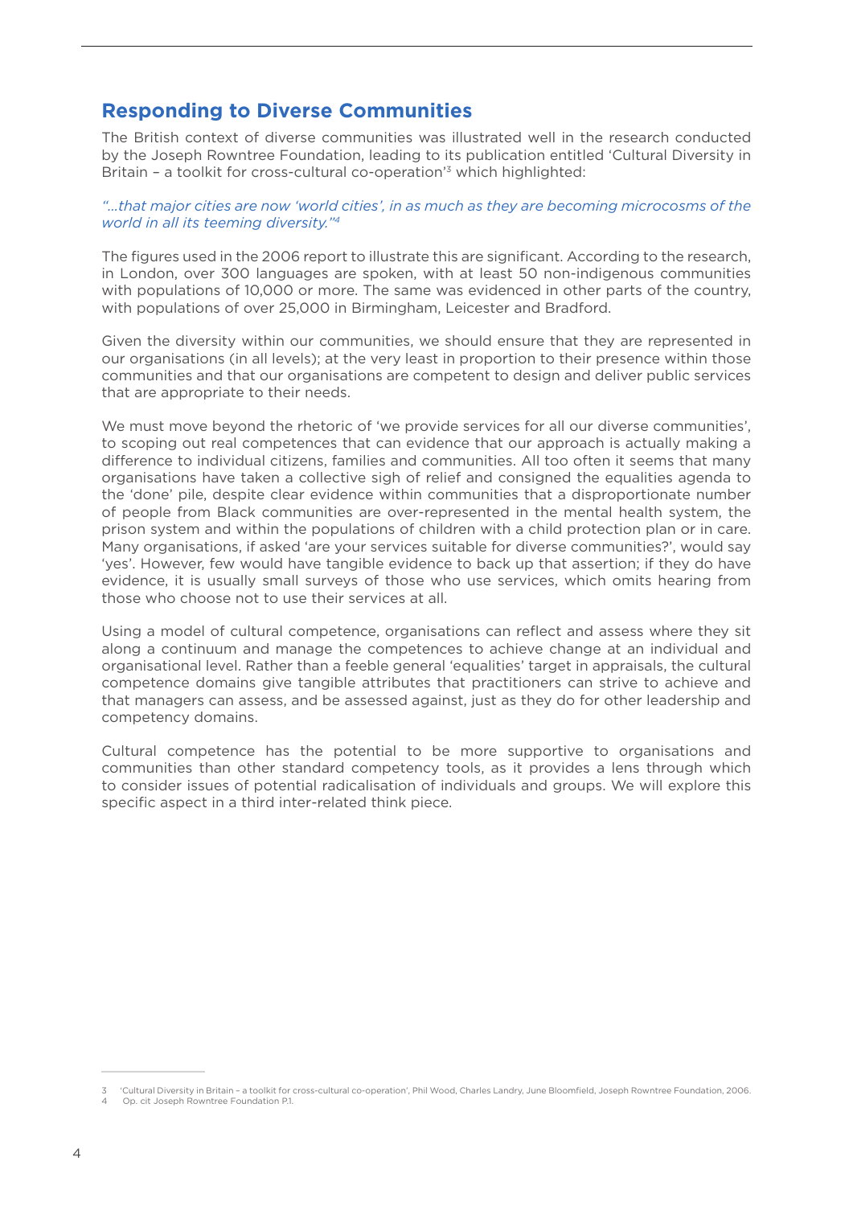## Responding to Diverse Communities

The British context of diverse communities was illustrated well in the research conducted by the Joseph Rowntree Foundation, leading to its publication entitled 'Cultural Diversity in Britain – a toolkit for cross-cultural co-operation'[3] which highlighted:

*"...that major cities are now 'world cities', in as much as they are becoming microcosms of the world in all its teeming diversity."*[4]

The figures used in the 2006 report to illustrate this are significant. According to the research, in London, over 300 languages are spoken, with at least 50 non-indigenous communities with populations of 10,000 or more. The same was evidenced in other parts of the country, with populations of over 25,000 in Birmingham, Leicester and Bradford.

Given the diversity within our communities, we should ensure that they are represented in our organisations (in all levels); at the very least in proportion to their presence within those communities and that our organisations are competent to design and deliver public services that are appropriate to their needs.

We must move beyond the rhetoric of 'we provide services for all our diverse communities', to scoping out real competences that can evidence that our approach is actually making a difference to individual citizens, families and communities. All too often it seems that many organisations have taken a collective sigh of relief and consigned the equalities agenda to the 'done' pile, despite clear evidence within communities that a disproportionate number of people from Black communities are over-represented in the mental health system, the prison system and within the populations of children with a child protection plan or in care. Many organisations, if asked 'are your services suitable for diverse communities?', would say 'yes'. However, few would have tangible evidence to back up that assertion; if they do have evidence, it is usually small surveys of those who use services, which omits hearing from those who choose not to use their services at all.

Using a model of cultural competence, organisations can reflect and assess where they sit along a continuum and manage the competences to achieve change at an individual and organisational level. Rather than a feeble general 'equalities' target in appraisals, the cultural competence domains give tangible attributes that practitioners can strive to achieve and that managers can assess, and be assessed against, just as they do for other leadership and competency domains.

Cultural competence has the potential to be more supportive to organisations and communities than other standard competency tools, as it provides a lens through which to consider issues of potential radicalisation of individuals and groups. We will explore this specific aspect in a third inter-related think piece.

---

3 'Cultural Diversity in Britain – a toolkit for cross-cultural co-operation', Phil Wood, Charles Landry, June Bloomfield, Joseph Rowntree Foundation, 2006.

4 Op. cit Joseph Rowntree Foundation P.1.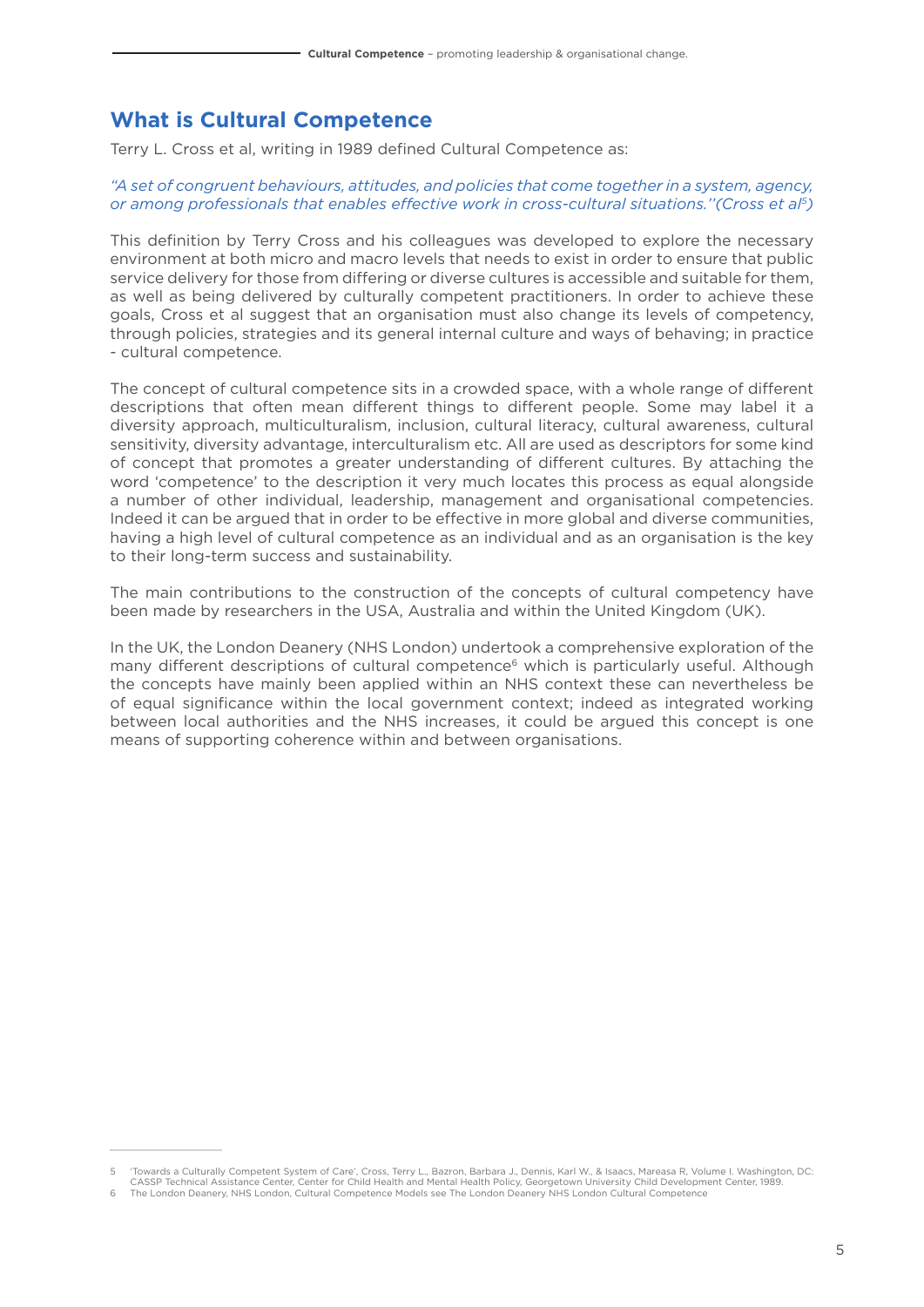## What is Cultural Competence

Terry L. Cross et al, writing in 1989 defined Cultural Competence as:

*"A set of congruent behaviours, attitudes, and policies that come together in a system, agency, or among professionals that enables effective work in cross-cultural situations."(Cross et al[5])*

This definition by Terry Cross and his colleagues was developed to explore the necessary environment at both micro and macro levels that needs to exist in order to ensure that public service delivery for those from differing or diverse cultures is accessible and suitable for them, as well as being delivered by culturally competent practitioners. In order to achieve these goals, Cross et al suggest that an organisation must also change its levels of competency, through policies, strategies and its general internal culture and ways of behaving; in practice - cultural competence.

The concept of cultural competence sits in a crowded space, with a whole range of different descriptions that often mean different things to different people. Some may label it a diversity approach, multiculturalism, inclusion, cultural literacy, cultural awareness, cultural sensitivity, diversity advantage, interculturalism etc. All are used as descriptors for some kind of concept that promotes a greater understanding of different cultures. By attaching the word 'competence' to the description it very much locates this process as equal alongside a number of other individual, leadership, management and organisational competencies. Indeed it can be argued that in order to be effective in more global and diverse communities, having a high level of cultural competence as an individual and as an organisation is the key to their long-term success and sustainability.

The main contributions to the construction of the concepts of cultural competency have been made by researchers in the USA, Australia and within the United Kingdom (UK).

In the UK, the London Deanery (NHS London) undertook a comprehensive exploration of the many different descriptions of cultural competence[6] which is particularly useful. Although the concepts have mainly been applied within an NHS context these can nevertheless be of equal significance within the local government context; indeed as integrated working between local authorities and the NHS increases, it could be argued this concept is one means of supporting coherence within and between organisations.

---

5 'Towards a Culturally Competent System of Care', Cross, Terry L., Bazron, Barbara J., Dennis, Karl W., & Isaacs, Mareasa R, Volume I. Washington, DC: CASSP Technical Assistance Center, Center for Child Health and Mental Health Policy, Georgetown University Child Development Center, 1989.

6 The London Deanery, NHS London, Cultural Competence Models see The London Deanery NHS London Cultural Competence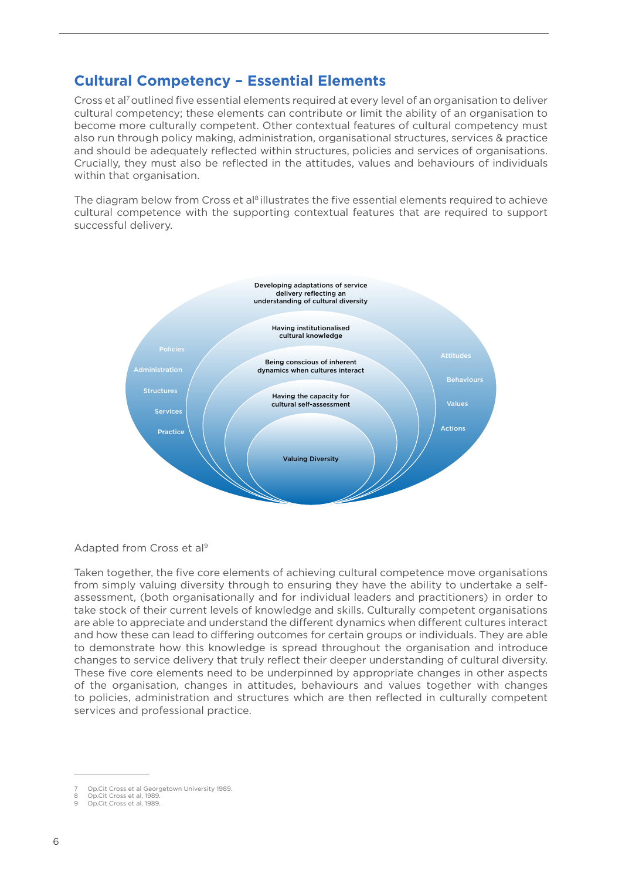## Cultural Competency – Essential Elements

Cross et al[7] outlined five essential elements required at every level of an organisation to deliver cultural competency; these elements can contribute or limit the ability of an organisation to become more culturally competent. Other contextual features of cultural competency must also run through policy making, administration, organisational structures, services & practice and should be adequately reflected within structures, policies and services of organisations. Crucially, they must also be reflected in the attitudes, values and behaviours of individuals within that organisation.

The diagram below from Cross et al[8] illustrates the five essential elements required to achieve cultural competence with the supporting contextual features that are required to support successful delivery.

Developing adaptations of service delivery reflecting an understanding of cultural diversity

Having institutionalised cultural knowledge

Being conscious of inherent dynamics when cultures interact

Having the capacity for cultural self-assessment

Valuing Diversity

Policies
Administration
Structures
Services
Practice

Attitudes
Behaviours
Values
Actions

Adapted from Cross et al[9]

Taken together, the five core elements of achieving cultural competence move organisations from simply valuing diversity through to ensuring they have the ability to undertake a self-assessment, (both organisationally and for individual leaders and practitioners) in order to take stock of their current levels of knowledge and skills. Culturally competent organisations are able to appreciate and understand the different dynamics when different cultures interact and how these can lead to differing outcomes for certain groups or individuals. They are able to demonstrate how this knowledge is spread throughout the organisation and introduce changes to service delivery that truly reflect their deeper understanding of cultural diversity. These five core elements need to be underpinned by appropriate changes in other aspects of the organisation, changes in attitudes, behaviours and values together with changes to policies, administration and structures which are then reflected in culturally competent services and professional practice.

---

7 Op.Cit Cross et al Georgetown University 1989.
8 Op.Cit Cross et al, 1989.
9 Op.Cit Cross et al, 1989.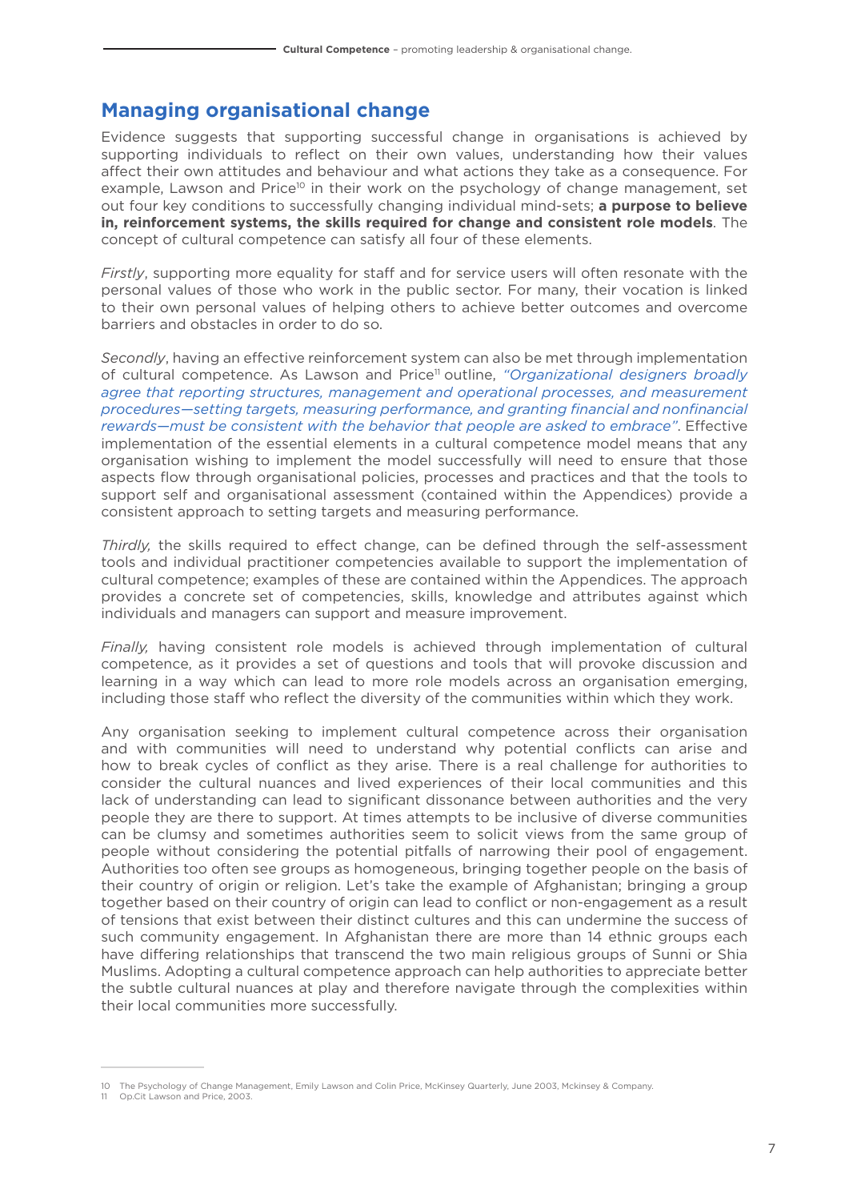## Managing organisational change

Evidence suggests that supporting successful change in organisations is achieved by supporting individuals to reflect on their own values, understanding how their values affect their own attitudes and behaviour and what actions they take as a consequence. For example, Lawson and Price[10] in their work on the psychology of change management, set out four key conditions to successfully changing individual mind-sets; **a purpose to believe in, reinforcement systems, the skills required for change and consistent role models**. The concept of cultural competence can satisfy all four of these elements.

*Firstly*, supporting more equality for staff and for service users will often resonate with the personal values of those who work in the public sector. For many, their vocation is linked to their own personal values of helping others to achieve better outcomes and overcome barriers and obstacles in order to do so.

*Secondly*, having an effective reinforcement system can also be met through implementation of cultural competence. As Lawson and Price[11] outline, *"Organizational designers broadly agree that reporting structures, management and operational processes, and measurement procedures—setting targets, measuring performance, and granting financial and nonfinancial rewards—must be consistent with the behavior that people are asked to embrace"*. Effective implementation of the essential elements in a cultural competence model means that any organisation wishing to implement the model successfully will need to ensure that those aspects flow through organisational policies, processes and practices and that the tools to support self and organisational assessment (contained within the Appendices) provide a consistent approach to setting targets and measuring performance.

*Thirdly,* the skills required to effect change, can be defined through the self-assessment tools and individual practitioner competencies available to support the implementation of cultural competence; examples of these are contained within the Appendices. The approach provides a concrete set of competencies, skills, knowledge and attributes against which individuals and managers can support and measure improvement.

*Finally,* having consistent role models is achieved through implementation of cultural competence, as it provides a set of questions and tools that will provoke discussion and learning in a way which can lead to more role models across an organisation emerging, including those staff who reflect the diversity of the communities within which they work.

Any organisation seeking to implement cultural competence across their organisation and with communities will need to understand why potential conflicts can arise and how to break cycles of conflict as they arise. There is a real challenge for authorities to consider the cultural nuances and lived experiences of their local communities and this lack of understanding can lead to significant dissonance between authorities and the very people they are there to support. At times attempts to be inclusive of diverse communities can be clumsy and sometimes authorities seem to solicit views from the same group of people without considering the potential pitfalls of narrowing their pool of engagement. Authorities too often see groups as homogeneous, bringing together people on the basis of their country of origin or religion. Let's take the example of Afghanistan; bringing a group together based on their country of origin can lead to conflict or non-engagement as a result of tensions that exist between their distinct cultures and this can undermine the success of such community engagement. In Afghanistan there are more than 14 ethnic groups each have differing relationships that transcend the two main religious groups of Sunni or Shia Muslims. Adopting a cultural competence approach can help authorities to appreciate better the subtle cultural nuances at play and therefore navigate through the complexities within their local communities more successfully.

---

10 The Psychology of Change Management, Emily Lawson and Colin Price, McKinsey Quarterly, June 2003, Mckinsey & Company.
11 Op.Cit Lawson and Price, 2003.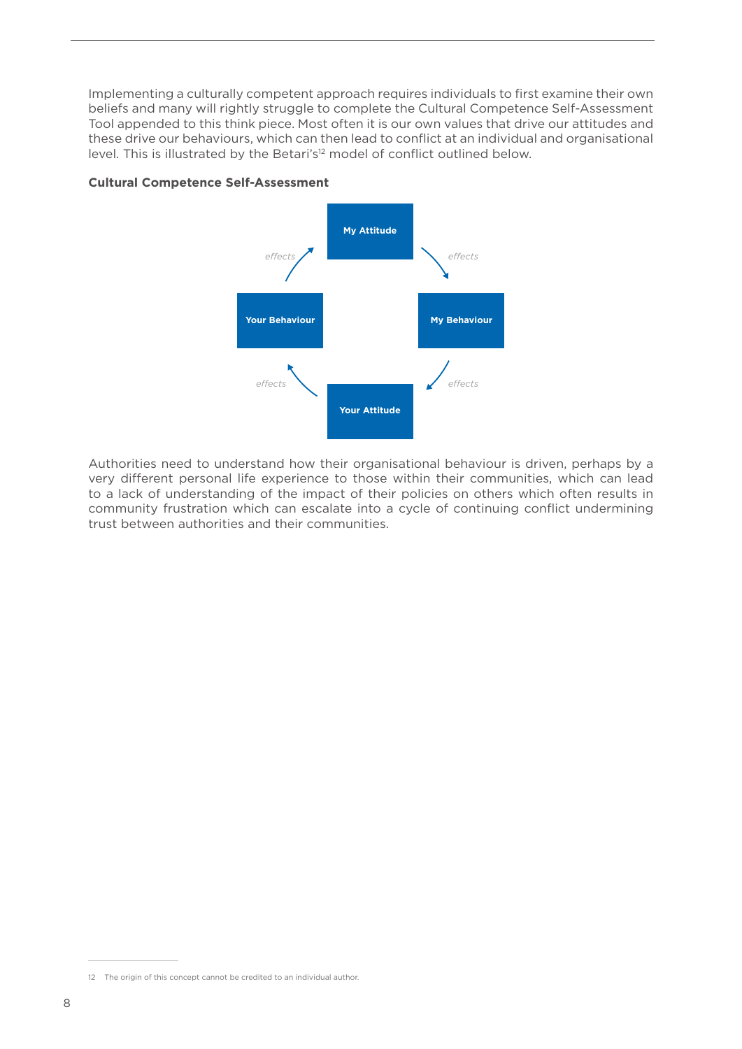Implementing a culturally competent approach requires individuals to first examine their own beliefs and many will rightly struggle to complete the Cultural Competence Self-Assessment Tool appended to this think piece. Most often it is our own values that drive our attitudes and these drive our behaviours, which can then lead to conflict at an individual and organisational level. This is illustrated by the Betari's[12] model of conflict outlined below.

**Cultural Competence Self-Assessment**

My Attitude → *effects* → My Behaviour → *effects* → Your Attitude → *effects* → Your Behaviour → *effects* → My Attitude

Authorities need to understand how their organisational behaviour is driven, perhaps by a very different personal life experience to those within their communities, which can lead to a lack of understanding of the impact of their policies on others which often results in community frustration which can escalate into a cycle of continuing conflict undermining trust between authorities and their communities.

12 The origin of this concept cannot be credited to an individual author.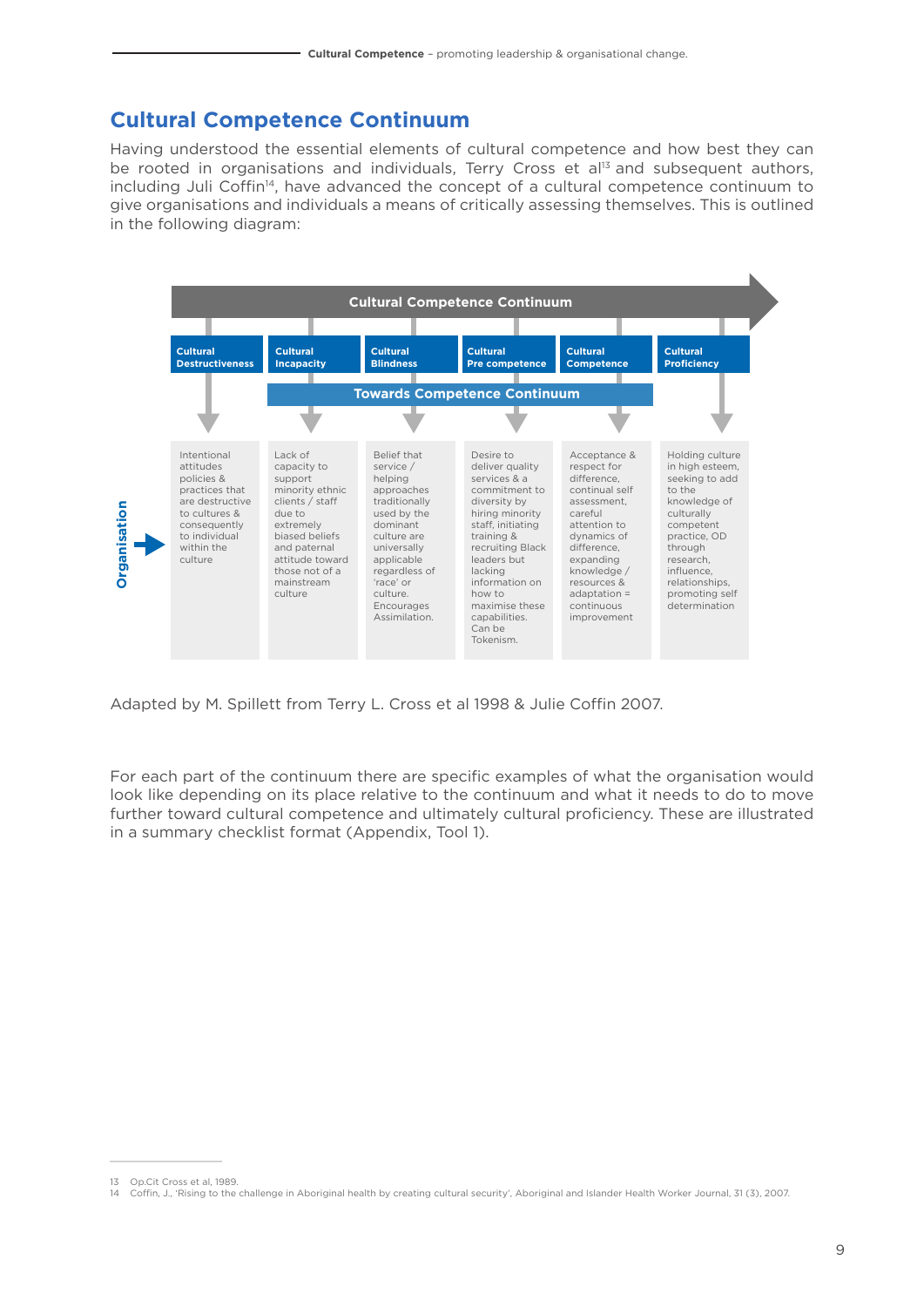## Cultural Competence Continuum

Having understood the essential elements of cultural competence and how best they can be rooted in organisations and individuals, Terry Cross et al[13] and subsequent authors, including Juli Coffin[14], have advanced the concept of a cultural competence continuum to give organisations and individuals a means of critically assessing themselves. This is outlined in the following diagram:

**Cultural Competence Continuum**

**Towards Competence Continuum** (spanning Cultural Incapacity to Cultural Competence)

**Organisation** →

| Cultural Destructiveness | Cultural Incapacity | Cultural Blindness | Cultural Pre competence | Cultural Competence | Cultural Proficiency |
|---|---|---|---|---|---|
| Intentional attitudes policies & practices that are destructive to cultures & consequently to individual within the culture | Lack of capacity to support minority ethnic clients / staff due to extremely biased beliefs and paternal attitude toward those not of a mainstream culture | Belief that service / helping approaches traditionally used by the dominant culture are universally applicable regardless of 'race' or culture. Encourages Assimilation. | Desire to deliver quality services & a commitment to diversity by hiring minority staff, initiating training & recruiting Black leaders but lacking information on how to maximise these capabilities. Can be Tokenism. | Acceptance & respect for difference, continual self assessment, careful attention to dynamics of difference, expanding knowledge / resources & adaptation = continuous improvement | Holding culture in high esteem, seeking to add to the knowledge of culturally competent practice, OD through research, influence, relationships, promoting self determination |

Adapted by M. Spillett from Terry L. Cross et al 1998 & Julie Coffin 2007.

For each part of the continuum there are specific examples of what the organisation would look like depending on its place relative to the continuum and what it needs to do to move further toward cultural competence and ultimately cultural proficiency. These are illustrated in a summary checklist format (Appendix, Tool 1).

---

13 Op.Cit Cross et al, 1989.

14 Coffin, J., 'Rising to the challenge in Aboriginal health by creating cultural security', Aboriginal and Islander Health Worker Journal, 31 (3), 2007.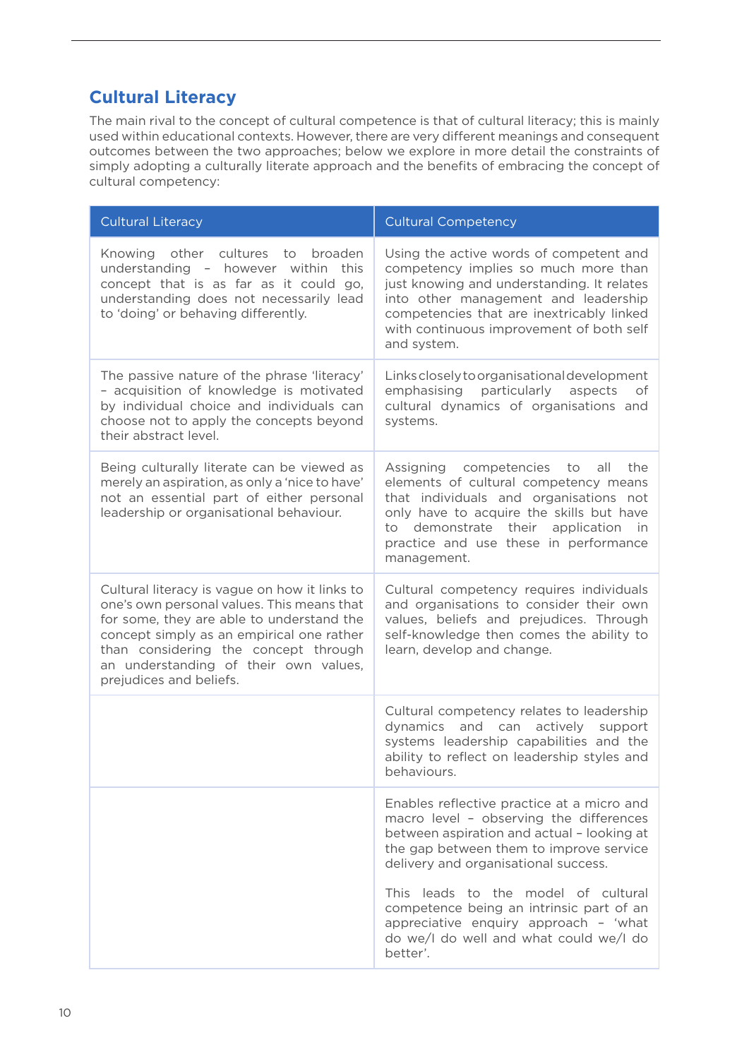## Cultural Literacy

The main rival to the concept of cultural competence is that of cultural literacy; this is mainly used within educational contexts. However, there are very different meanings and consequent outcomes between the two approaches; below we explore in more detail the constraints of simply adopting a culturally literate approach and the benefits of embracing the concept of cultural competency:

| Cultural Literacy | Cultural Competency |
|---|---|
| Knowing other cultures to broaden understanding – however within this concept that is as far as it could go, understanding does not necessarily lead to 'doing' or behaving differently. | Using the active words of competent and competency implies so much more than just knowing and understanding. It relates into other management and leadership competencies that are inextricably linked with continuous improvement of both self and system. |
| The passive nature of the phrase 'literacy' – acquisition of knowledge is motivated by individual choice and individuals can choose not to apply the concepts beyond their abstract level. | Links closely to organisational development emphasising particularly aspects of cultural dynamics of organisations and systems. |
| Being culturally literate can be viewed as merely an aspiration, as only a 'nice to have' not an essential part of either personal leadership or organisational behaviour. | Assigning competencies to all the elements of cultural competency means that individuals and organisations not only have to acquire the skills but have to demonstrate their application in practice and use these in performance management. |
| Cultural literacy is vague on how it links to one's own personal values. This means that for some, they are able to understand the concept simply as an empirical one rather than considering the concept through an understanding of their own values, prejudices and beliefs. | Cultural competency requires individuals and organisations to consider their own values, beliefs and prejudices. Through self-knowledge then comes the ability to learn, develop and change. |
| | Cultural competency relates to leadership dynamics and can actively support systems leadership capabilities and the ability to reflect on leadership styles and behaviours. |
| | Enables reflective practice at a micro and macro level – observing the differences between aspiration and actual – looking at the gap between them to improve service delivery and organisational success.<br><br>This leads to the model of cultural competence being an intrinsic part of an appreciative enquiry approach – 'what do we/I do well and what could we/I do better'. |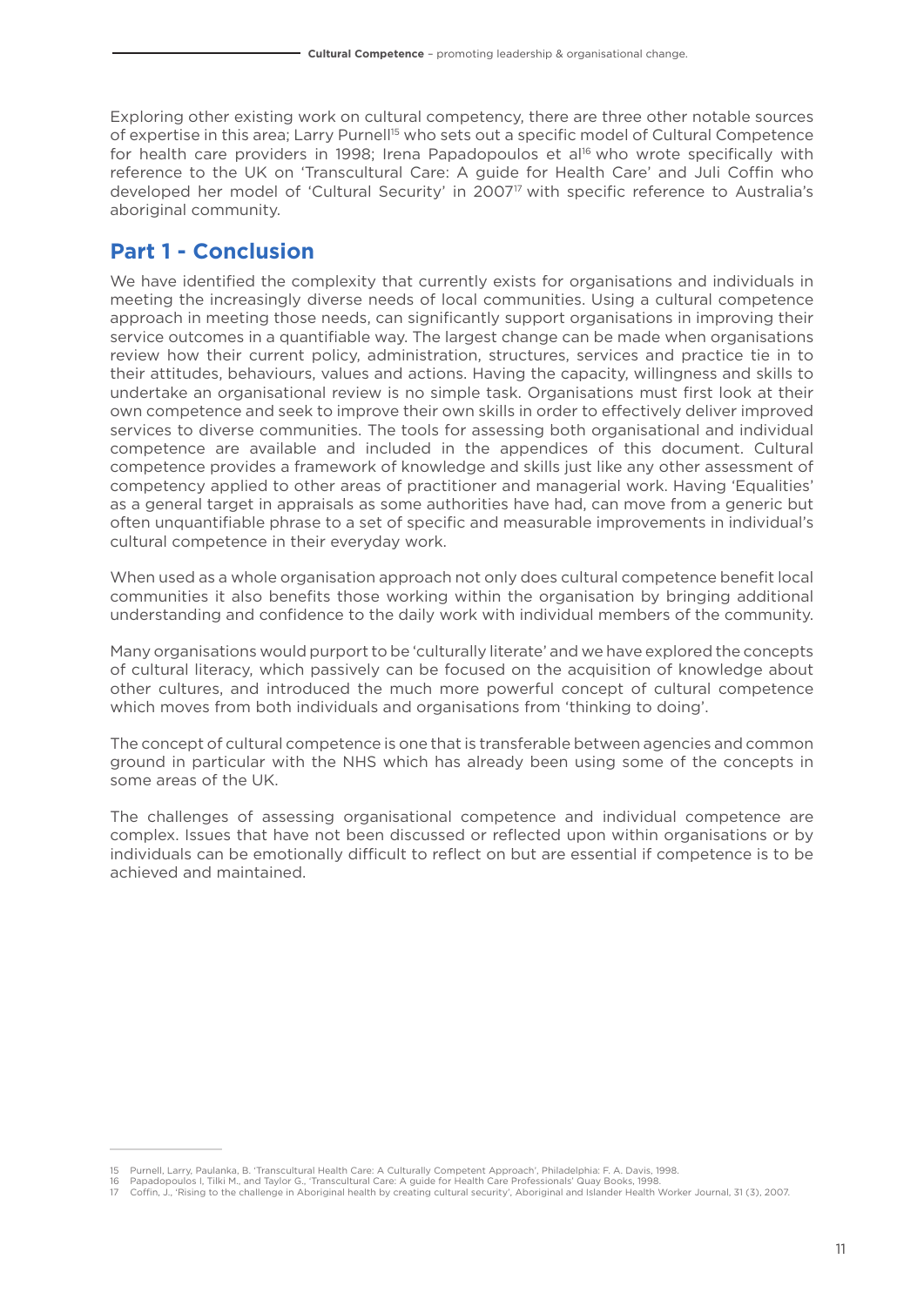Exploring other existing work on cultural competency, there are three other notable sources of expertise in this area; Larry Purnell[15] who sets out a specific model of Cultural Competence for health care providers in 1998; Irena Papadopoulos et al[16] who wrote specifically with reference to the UK on 'Transcultural Care: A guide for Health Care' and Juli Coffin who developed her model of 'Cultural Security' in 2007[17] with specific reference to Australia's aboriginal community.

## Part 1 - Conclusion

We have identified the complexity that currently exists for organisations and individuals in meeting the increasingly diverse needs of local communities. Using a cultural competence approach in meeting those needs, can significantly support organisations in improving their service outcomes in a quantifiable way. The largest change can be made when organisations review how their current policy, administration, structures, services and practice tie in to their attitudes, behaviours, values and actions. Having the capacity, willingness and skills to undertake an organisational review is no simple task. Organisations must first look at their own competence and seek to improve their own skills in order to effectively deliver improved services to diverse communities. The tools for assessing both organisational and individual competence are available and included in the appendices of this document. Cultural competence provides a framework of knowledge and skills just like any other assessment of competency applied to other areas of practitioner and managerial work. Having 'Equalities' as a general target in appraisals as some authorities have had, can move from a generic but often unquantifiable phrase to a set of specific and measurable improvements in individual's cultural competence in their everyday work.

When used as a whole organisation approach not only does cultural competence benefit local communities it also benefits those working within the organisation by bringing additional understanding and confidence to the daily work with individual members of the community.

Many organisations would purport to be 'culturally literate' and we have explored the concepts of cultural literacy, which passively can be focused on the acquisition of knowledge about other cultures, and introduced the much more powerful concept of cultural competence which moves from both individuals and organisations from 'thinking to doing'.

The concept of cultural competence is one that is transferable between agencies and common ground in particular with the NHS which has already been using some of the concepts in some areas of the UK.

The challenges of assessing organisational competence and individual competence are complex. Issues that have not been discussed or reflected upon within organisations or by individuals can be emotionally difficult to reflect on but are essential if competence is to be achieved and maintained.

---

15 Purnell, Larry, Paulanka, B. 'Transcultural Health Care: A Culturally Competent Approach', Philadelphia: F. A. Davis, 1998.
16 Papadopoulos I, Tilki M., and Taylor G., 'Transcultural Care: A guide for Health Care Professionals' Quay Books, 1998.
17 Coffin, J., 'Rising to the challenge in Aboriginal health by creating cultural security', Aboriginal and Islander Health Worker Journal, 31 (3), 2007.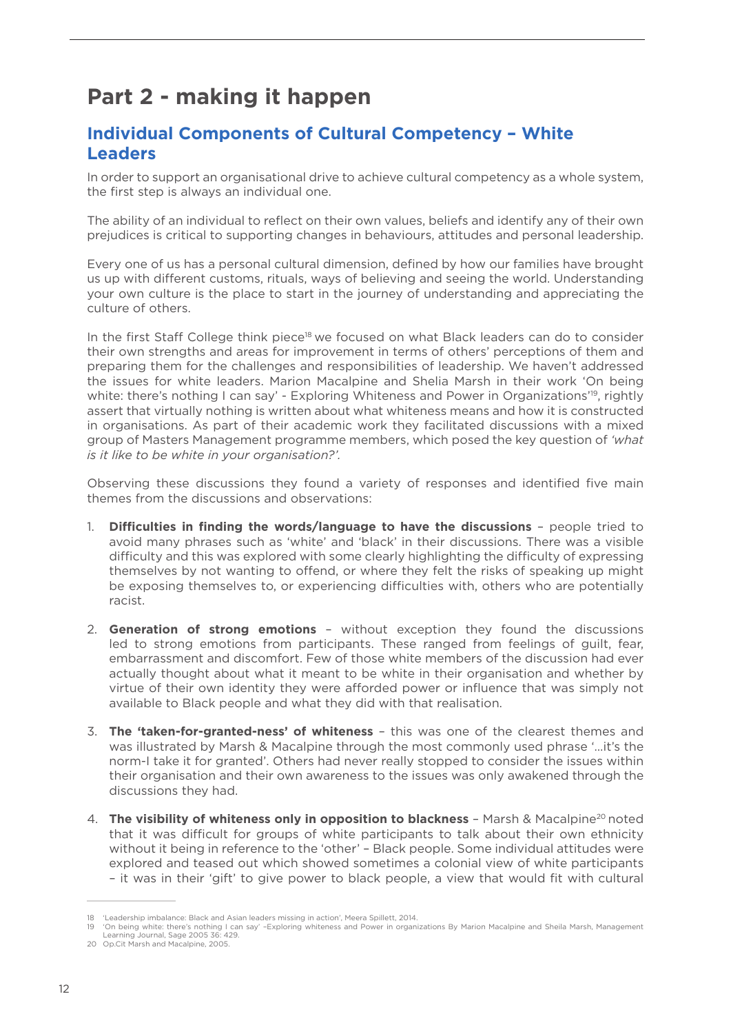# Part 2 - making it happen

## Individual Components of Cultural Competency – White Leaders

In order to support an organisational drive to achieve cultural competency as a whole system, the first step is always an individual one.

The ability of an individual to reflect on their own values, beliefs and identify any of their own prejudices is critical to supporting changes in behaviours, attitudes and personal leadership.

Every one of us has a personal cultural dimension, defined by how our families have brought us up with different customs, rituals, ways of believing and seeing the world. Understanding your own culture is the place to start in the journey of understanding and appreciating the culture of others.

In the first Staff College think piece[18] we focused on what Black leaders can do to consider their own strengths and areas for improvement in terms of others' perceptions of them and preparing them for the challenges and responsibilities of leadership. We haven't addressed the issues for white leaders. Marion Macalpine and Shelia Marsh in their work 'On being white: there's nothing I can say' - Exploring Whiteness and Power in Organizations'[19], rightly assert that virtually nothing is written about what whiteness means and how it is constructed in organisations. As part of their academic work they facilitated discussions with a mixed group of Masters Management programme members, which posed the key question of *'what is it like to be white in your organisation?'.*

Observing these discussions they found a variety of responses and identified five main themes from the discussions and observations:

1. **Difficulties in finding the words/language to have the discussions** – people tried to avoid many phrases such as 'white' and 'black' in their discussions. There was a visible difficulty and this was explored with some clearly highlighting the difficulty of expressing themselves by not wanting to offend, or where they felt the risks of speaking up might be exposing themselves to, or experiencing difficulties with, others who are potentially racist.
2. **Generation of strong emotions** – without exception they found the discussions led to strong emotions from participants. These ranged from feelings of guilt, fear, embarrassment and discomfort. Few of those white members of the discussion had ever actually thought about what it meant to be white in their organisation and whether by virtue of their own identity they were afforded power or influence that was simply not available to Black people and what they did with that realisation.
3. **The 'taken-for-granted-ness' of whiteness** – this was one of the clearest themes and was illustrated by Marsh & Macalpine through the most commonly used phrase '…it's the norm-I take it for granted'. Others had never really stopped to consider the issues within their organisation and their own awareness to the issues was only awakened through the discussions they had.
4. **The visibility of whiteness only in opposition to blackness** – Marsh & Macalpine[20] noted that it was difficult for groups of white participants to talk about their own ethnicity without it being in reference to the 'other' – Black people. Some individual attitudes were explored and teased out which showed sometimes a colonial view of white participants – it was in their 'gift' to give power to black people, a view that would fit with cultural

---

18 'Leadership imbalance: Black and Asian leaders missing in action', Meera Spillett, 2014.

19 'On being white: there's nothing I can say' –Exploring whiteness and Power in organizations By Marion Macalpine and Sheila Marsh, Management Learning Journal, Sage 2005 36: 429.

20 Op.Cit Marsh and Macalpine, 2005.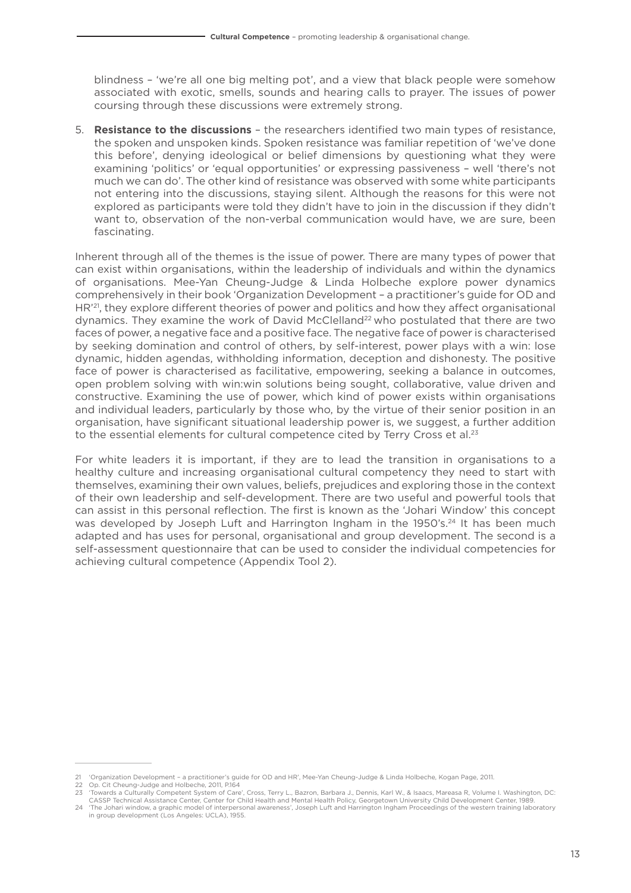blindness – 'we're all one big melting pot', and a view that black people were somehow associated with exotic, smells, sounds and hearing calls to prayer. The issues of power coursing through these discussions were extremely strong.

5. **Resistance to the discussions** – the researchers identified two main types of resistance, the spoken and unspoken kinds. Spoken resistance was familiar repetition of 'we've done this before', denying ideological or belief dimensions by questioning what they were examining 'politics' or 'equal opportunities' or expressing passiveness – well 'there's not much we can do'. The other kind of resistance was observed with some white participants not entering into the discussions, staying silent. Although the reasons for this were not explored as participants were told they didn't have to join in the discussion if they didn't want to, observation of the non-verbal communication would have, we are sure, been fascinating.

Inherent through all of the themes is the issue of power. There are many types of power that can exist within organisations, within the leadership of individuals and within the dynamics of organisations. Mee-Yan Cheung-Judge & Linda Holbeche explore power dynamics comprehensively in their book 'Organization Development – a practitioner's guide for OD and HR'[21], they explore different theories of power and politics and how they affect organisational dynamics. They examine the work of David McClelland[22] who postulated that there are two faces of power, a negative face and a positive face. The negative face of power is characterised by seeking domination and control of others, by self-interest, power plays with a win: lose dynamic, hidden agendas, withholding information, deception and dishonesty. The positive face of power is characterised as facilitative, empowering, seeking a balance in outcomes, open problem solving with win:win solutions being sought, collaborative, value driven and constructive. Examining the use of power, which kind of power exists within organisations and individual leaders, particularly by those who, by the virtue of their senior position in an organisation, have significant situational leadership power is, we suggest, a further addition to the essential elements for cultural competence cited by Terry Cross et al.[23]

For white leaders it is important, if they are to lead the transition in organisations to a healthy culture and increasing organisational cultural competency they need to start with themselves, examining their own values, beliefs, prejudices and exploring those in the context of their own leadership and self-development. There are two useful and powerful tools that can assist in this personal reflection. The first is known as the 'Johari Window' this concept was developed by Joseph Luft and Harrington Ingham in the 1950's.[24] It has been much adapted and has uses for personal, organisational and group development. The second is a self-assessment questionnaire that can be used to consider the individual competencies for achieving cultural competence (Appendix Tool 2).

---

21 'Organization Development – a practitioner's guide for OD and HR', Mee-Yan Cheung-Judge & Linda Holbeche, Kogan Page, 2011.

22 Op. Cit Cheung-Judge and Holbeche, 2011, P.164

23 'Towards a Culturally Competent System of Care', Cross, Terry L., Bazron, Barbara J., Dennis, Karl W., & Isaacs, Mareasa R, Volume I. Washington, DC: CASSP Technical Assistance Center, Center for Child Health and Mental Health Policy, Georgetown University Child Development Center, 1989.

24 'The Johari window, a graphic model of interpersonal awareness', Joseph Luft and Harrington Ingham Proceedings of the western training laboratory in group development (Los Angeles: UCLA), 1955.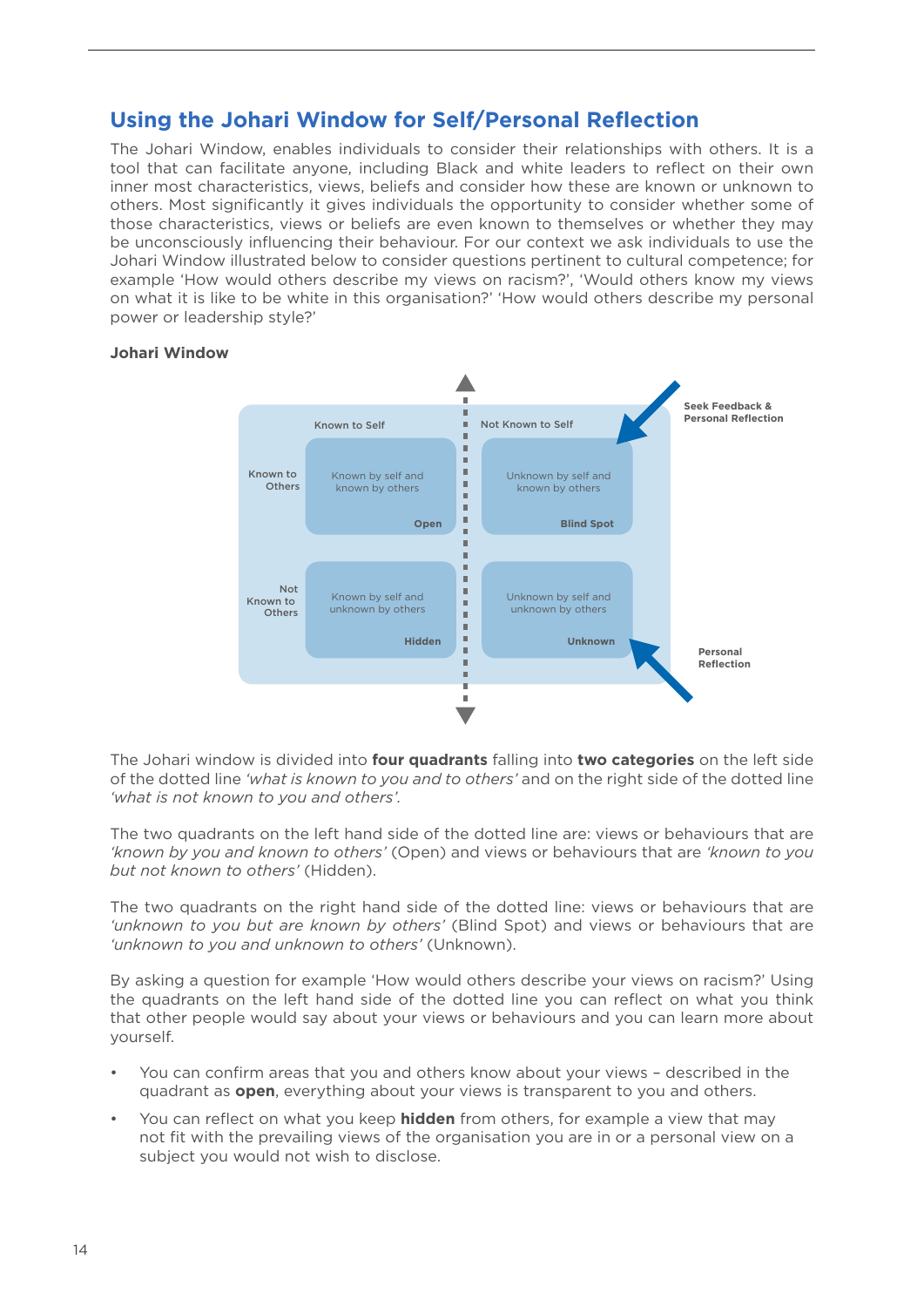## Using the Johari Window for Self/Personal Reflection

The Johari Window, enables individuals to consider their relationships with others. It is a tool that can facilitate anyone, including Black and white leaders to reflect on their own inner most characteristics, views, beliefs and consider how these are known or unknown to others. Most significantly it gives individuals the opportunity to consider whether some of those characteristics, views or beliefs are even known to themselves or whether they may be unconsciously influencing their behaviour. For our context we ask individuals to use the Johari Window illustrated below to consider questions pertinent to cultural competence; for example 'How would others describe my views on racism?', 'Would others know my views on what it is like to be white in this organisation?' 'How would others describe my personal power or leadership style?'

**Johari Window**

| | Known to Self | Not Known to Self |
|---|---|---|
| Known to Others | Known by self and known by others — **Open** | Unknown by self and known by others — **Blind Spot** |
| Not Known to Others | Known by self and unknown by others — **Hidden** | Unknown by self and unknown by others — **Unknown** |

Seek Feedback & Personal Reflection

Personal Reflection

The Johari window is divided into **four quadrants** falling into **two categories** on the left side of the dotted line *'what is known to you and to others'* and on the right side of the dotted line *'what is not known to you and others'.*

The two quadrants on the left hand side of the dotted line are: views or behaviours that are *'known by you and known to others'* (Open) and views or behaviours that are *'known to you but not known to others'* (Hidden).

The two quadrants on the right hand side of the dotted line: views or behaviours that are *'unknown to you but are known by others'* (Blind Spot) and views or behaviours that are *'unknown to you and unknown to others'* (Unknown).

By asking a question for example 'How would others describe your views on racism?' Using the quadrants on the left hand side of the dotted line you can reflect on what you think that other people would say about your views or behaviours and you can learn more about yourself.

- You can confirm areas that you and others know about your views – described in the quadrant as **open**, everything about your views is transparent to you and others.
- You can reflect on what you keep **hidden** from others, for example a view that may not fit with the prevailing views of the organisation you are in or a personal view on a subject you would not wish to disclose.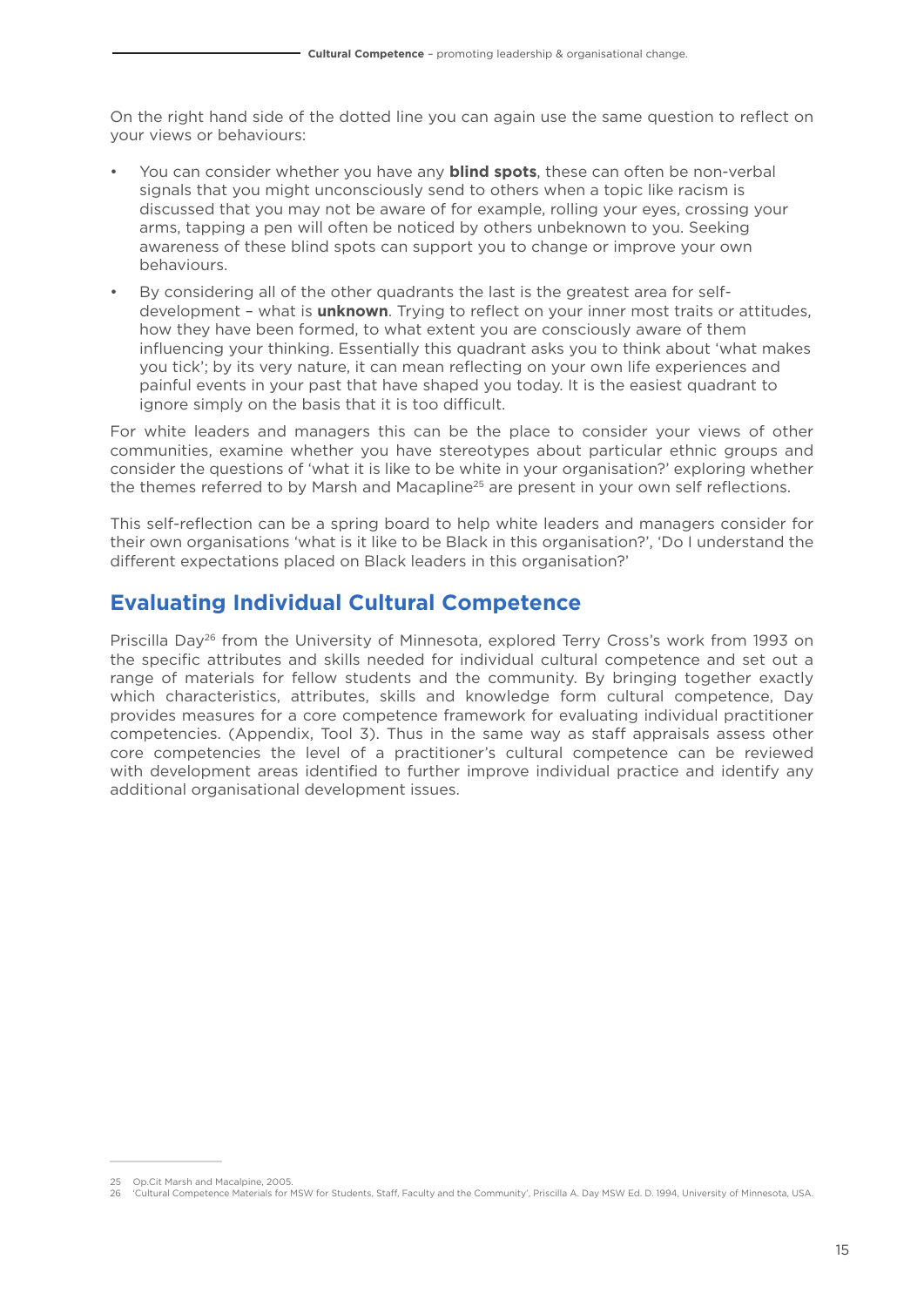On the right hand side of the dotted line you can again use the same question to reflect on your views or behaviours:

- You can consider whether you have any **blind spots**, these can often be non-verbal signals that you might unconsciously send to others when a topic like racism is discussed that you may not be aware of for example, rolling your eyes, crossing your arms, tapping a pen will often be noticed by others unbeknown to you. Seeking awareness of these blind spots can support you to change or improve your own behaviours.
- By considering all of the other quadrants the last is the greatest area for self-development – what is **unknown**. Trying to reflect on your inner most traits or attitudes, how they have been formed, to what extent you are consciously aware of them influencing your thinking. Essentially this quadrant asks you to think about 'what makes you tick'; by its very nature, it can mean reflecting on your own life experiences and painful events in your past that have shaped you today. It is the easiest quadrant to ignore simply on the basis that it is too difficult.

For white leaders and managers this can be the place to consider your views of other communities, examine whether you have stereotypes about particular ethnic groups and consider the questions of 'what it is like to be white in your organisation?' exploring whether the themes referred to by Marsh and Macapline[25] are present in your own self reflections.

This self-reflection can be a spring board to help white leaders and managers consider for their own organisations 'what is it like to be Black in this organisation?', 'Do I understand the different expectations placed on Black leaders in this organisation?'

## Evaluating Individual Cultural Competence

Priscilla Day[26] from the University of Minnesota, explored Terry Cross's work from 1993 on the specific attributes and skills needed for individual cultural competence and set out a range of materials for fellow students and the community. By bringing together exactly which characteristics, attributes, skills and knowledge form cultural competence, Day provides measures for a core competence framework for evaluating individual practitioner competencies. (Appendix, Tool 3). Thus in the same way as staff appraisals assess other core competencies the level of a practitioner's cultural competence can be reviewed with development areas identified to further improve individual practice and identify any additional organisational development issues.

---

25 Op.Cit Marsh and Macalpine, 2005.

26 'Cultural Competence Materials for MSW for Students, Staff, Faculty and the Community', Priscilla A. Day MSW Ed. D. 1994, University of Minnesota, USA.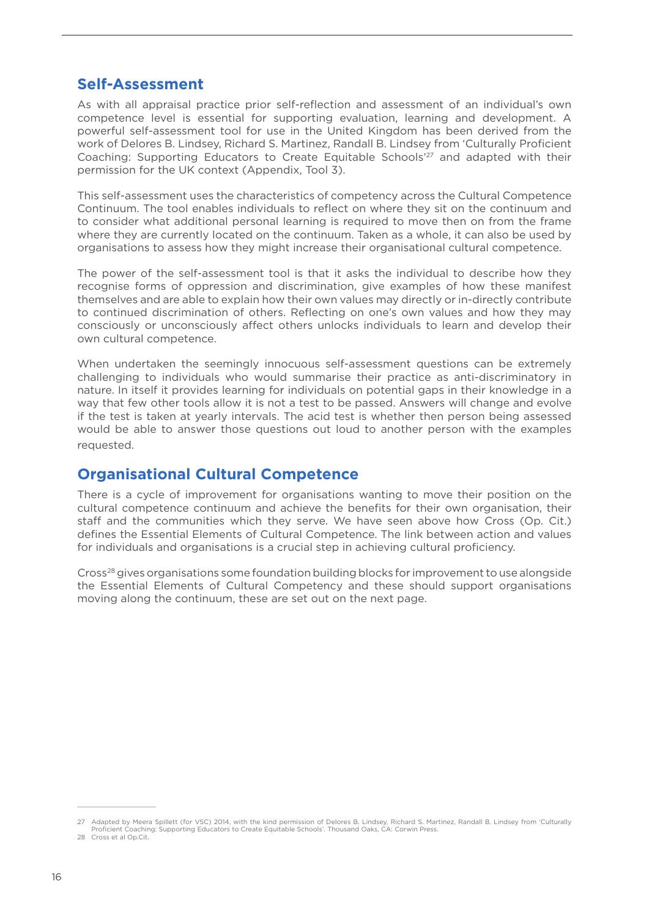## Self-Assessment

As with all appraisal practice prior self-reflection and assessment of an individual's own competence level is essential for supporting evaluation, learning and development. A powerful self-assessment tool for use in the United Kingdom has been derived from the work of Delores B. Lindsey, Richard S. Martinez, Randall B. Lindsey from 'Culturally Proficient Coaching: Supporting Educators to Create Equitable Schools'[27] and adapted with their permission for the UK context (Appendix, Tool 3).

This self-assessment uses the characteristics of competency across the Cultural Competence Continuum. The tool enables individuals to reflect on where they sit on the continuum and to consider what additional personal learning is required to move then on from the frame where they are currently located on the continuum. Taken as a whole, it can also be used by organisations to assess how they might increase their organisational cultural competence.

The power of the self-assessment tool is that it asks the individual to describe how they recognise forms of oppression and discrimination, give examples of how these manifest themselves and are able to explain how their own values may directly or in-directly contribute to continued discrimination of others. Reflecting on one's own values and how they may consciously or unconsciously affect others unlocks individuals to learn and develop their own cultural competence.

When undertaken the seemingly innocuous self-assessment questions can be extremely challenging to individuals who would summarise their practice as anti-discriminatory in nature. In itself it provides learning for individuals on potential gaps in their knowledge in a way that few other tools allow it is not a test to be passed. Answers will change and evolve if the test is taken at yearly intervals. The acid test is whether then person being assessed would be able to answer those questions out loud to another person with the examples requested.

## Organisational Cultural Competence

There is a cycle of improvement for organisations wanting to move their position on the cultural competence continuum and achieve the benefits for their own organisation, their staff and the communities which they serve. We have seen above how Cross (Op. Cit.) defines the Essential Elements of Cultural Competence. The link between action and values for individuals and organisations is a crucial step in achieving cultural proficiency.

Cross[28] gives organisations some foundation building blocks for improvement to use alongside the Essential Elements of Cultural Competency and these should support organisations moving along the continuum, these are set out on the next page.

---

27 Adapted by Meera Spillett (for VSC) 2014, with the kind permission of Delores B. Lindsey, Richard S. Martinez, Randall B. Lindsey from 'Culturally Proficient Coaching: Supporting Educators to Create Equitable Schools'. Thousand Oaks, CA: Corwin Press.

28 Cross et al Op.Cit.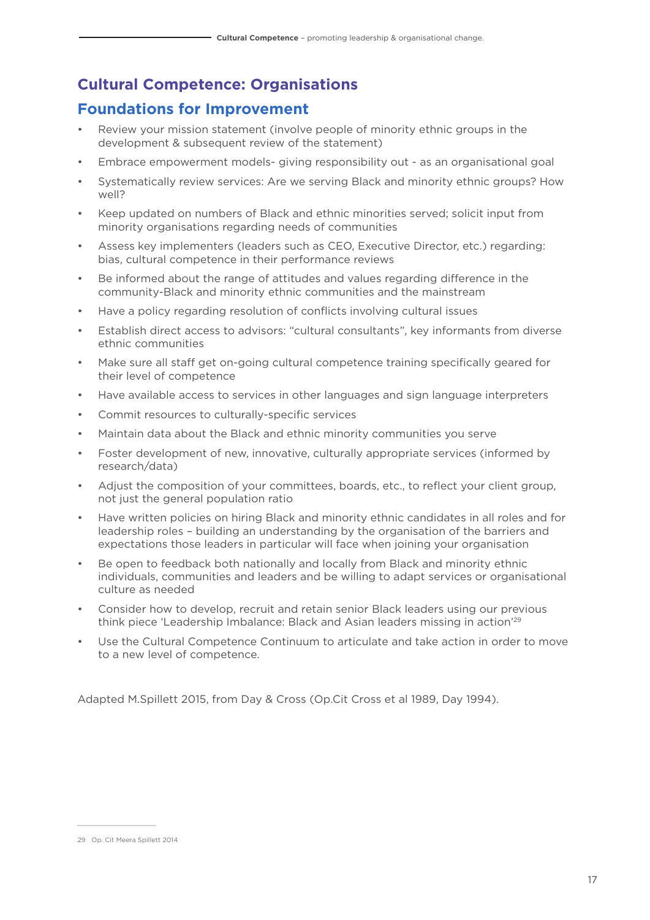## Cultural Competence: Organisations

### Foundations for Improvement

- Review your mission statement (involve people of minority ethnic groups in the development & subsequent review of the statement)
- Embrace empowerment models- giving responsibility out - as an organisational goal
- Systematically review services: Are we serving Black and minority ethnic groups? How well?
- Keep updated on numbers of Black and ethnic minorities served; solicit input from minority organisations regarding needs of communities
- Assess key implementers (leaders such as CEO, Executive Director, etc.) regarding: bias, cultural competence in their performance reviews
- Be informed about the range of attitudes and values regarding difference in the community-Black and minority ethnic communities and the mainstream
- Have a policy regarding resolution of conflicts involving cultural issues
- Establish direct access to advisors: "cultural consultants", key informants from diverse ethnic communities
- Make sure all staff get on-going cultural competence training specifically geared for their level of competence
- Have available access to services in other languages and sign language interpreters
- Commit resources to culturally-specific services
- Maintain data about the Black and ethnic minority communities you serve
- Foster development of new, innovative, culturally appropriate services (informed by research/data)
- Adjust the composition of your committees, boards, etc., to reflect your client group, not just the general population ratio
- Have written policies on hiring Black and minority ethnic candidates in all roles and for leadership roles – building an understanding by the organisation of the barriers and expectations those leaders in particular will face when joining your organisation
- Be open to feedback both nationally and locally from Black and minority ethnic individuals, communities and leaders and be willing to adapt services or organisational culture as needed
- Consider how to develop, recruit and retain senior Black leaders using our previous think piece 'Leadership Imbalance: Black and Asian leaders missing in action'[29]
- Use the Cultural Competence Continuum to articulate and take action in order to move to a new level of competence.

Adapted M.Spillett 2015, from Day & Cross (Op.Cit Cross et al 1989, Day 1994).

---

29 Op. Cit Meera Spillett 2014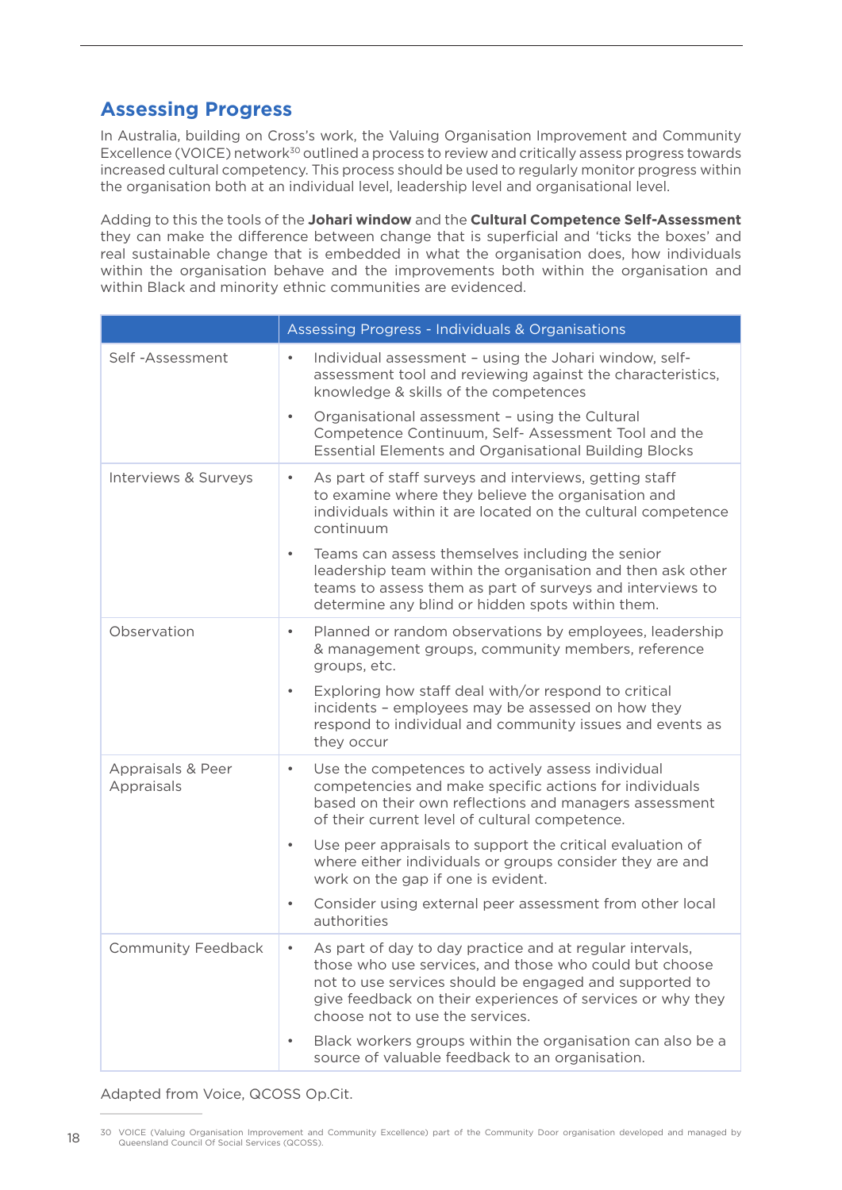## Assessing Progress

In Australia, building on Cross's work, the Valuing Organisation Improvement and Community Excellence (VOICE) network[30] outlined a process to review and critically assess progress towards increased cultural competency. This process should be used to regularly monitor progress within the organisation both at an individual level, leadership level and organisational level.

Adding to this the tools of the **Johari window** and the **Cultural Competence Self-Assessment** they can make the difference between change that is superficial and 'ticks the boxes' and real sustainable change that is embedded in what the organisation does, how individuals within the organisation behave and the improvements both within the organisation and within Black and minority ethnic communities are evidenced.

| | Assessing Progress - Individuals & Organisations |
|---|---|
| Self -Assessment | • Individual assessment – using the Johari window, self-assessment tool and reviewing against the characteristics, knowledge & skills of the competences<br>• Organisational assessment – using the Cultural Competence Continuum, Self- Assessment Tool and the Essential Elements and Organisational Building Blocks |
| Interviews & Surveys | • As part of staff surveys and interviews, getting staff to examine where they believe the organisation and individuals within it are located on the cultural competence continuum<br>• Teams can assess themselves including the senior leadership team within the organisation and then ask other teams to assess them as part of surveys and interviews to determine any blind or hidden spots within them. |
| Observation | • Planned or random observations by employees, leadership & management groups, community members, reference groups, etc.<br>• Exploring how staff deal with/or respond to critical incidents – employees may be assessed on how they respond to individual and community issues and events as they occur |
| Appraisals & Peer Appraisals | • Use the competences to actively assess individual competencies and make specific actions for individuals based on their own reflections and managers assessment of their current level of cultural competence.<br>• Use peer appraisals to support the critical evaluation of where either individuals or groups consider they are and work on the gap if one is evident.<br>• Consider using external peer assessment from other local authorities |
| Community Feedback | • As part of day to day practice and at regular intervals, those who use services, and those who could but choose not to use services should be engaged and supported to give feedback on their experiences of services or why they choose not to use the services.<br>• Black workers groups within the organisation can also be a source of valuable feedback to an organisation. |

Adapted from Voice, QCOSS Op.Cit.

30 VOICE (Valuing Organisation Improvement and Community Excellence) part of the Community Door organisation developed and managed by Queensland Council Of Social Services (QCOSS).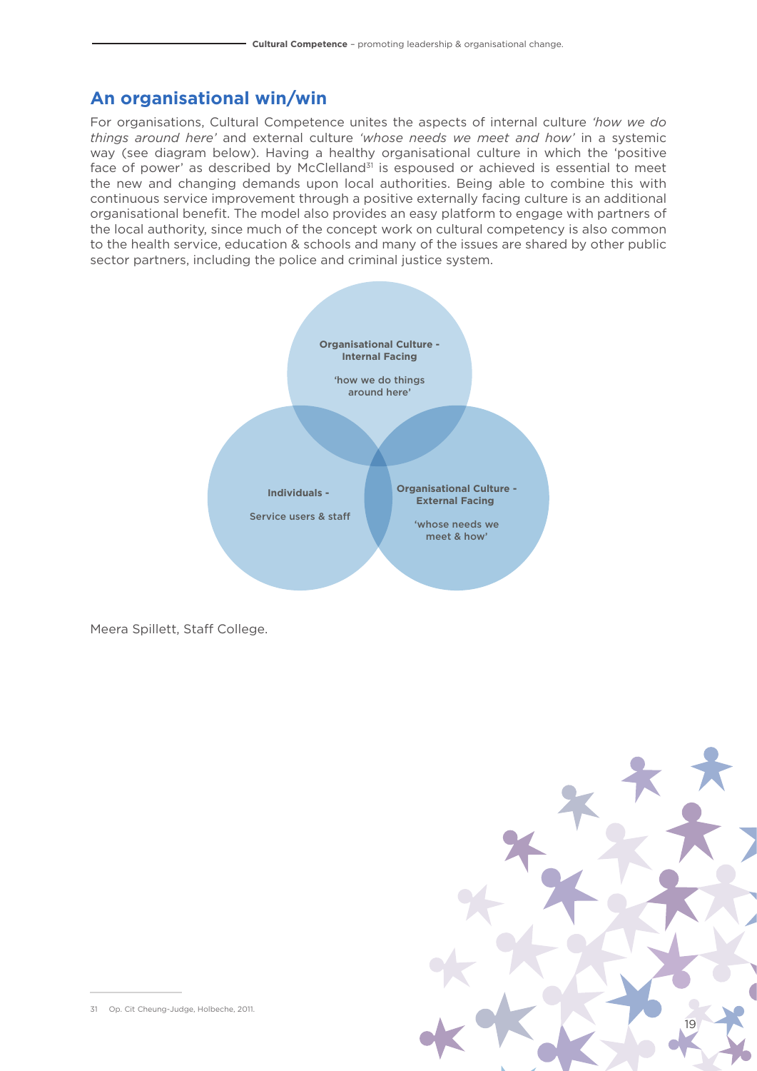## An organisational win/win

For organisations, Cultural Competence unites the aspects of internal culture *'how we do things around here'* and external culture *'whose needs we meet and how'* in a systemic way (see diagram below). Having a healthy organisational culture in which the 'positive face of power' as described by McClelland[31] is espoused or achieved is essential to meet the new and changing demands upon local authorities. Being able to combine this with continuous service improvement through a positive externally facing culture is an additional organisational benefit. The model also provides an easy platform to engage with partners of the local authority, since much of the concept work on cultural competency is also common to the health service, education & schools and many of the issues are shared by other public sector partners, including the police and criminal justice system.

**Organisational Culture - Internal Facing**

'how we do things around here'

**Individuals -**

Service users & staff

**Organisational Culture - External Facing**

'whose needs we meet & how'

Meera Spillett, Staff College.

31 Op. Cit Cheung-Judge, Holbeche, 2011.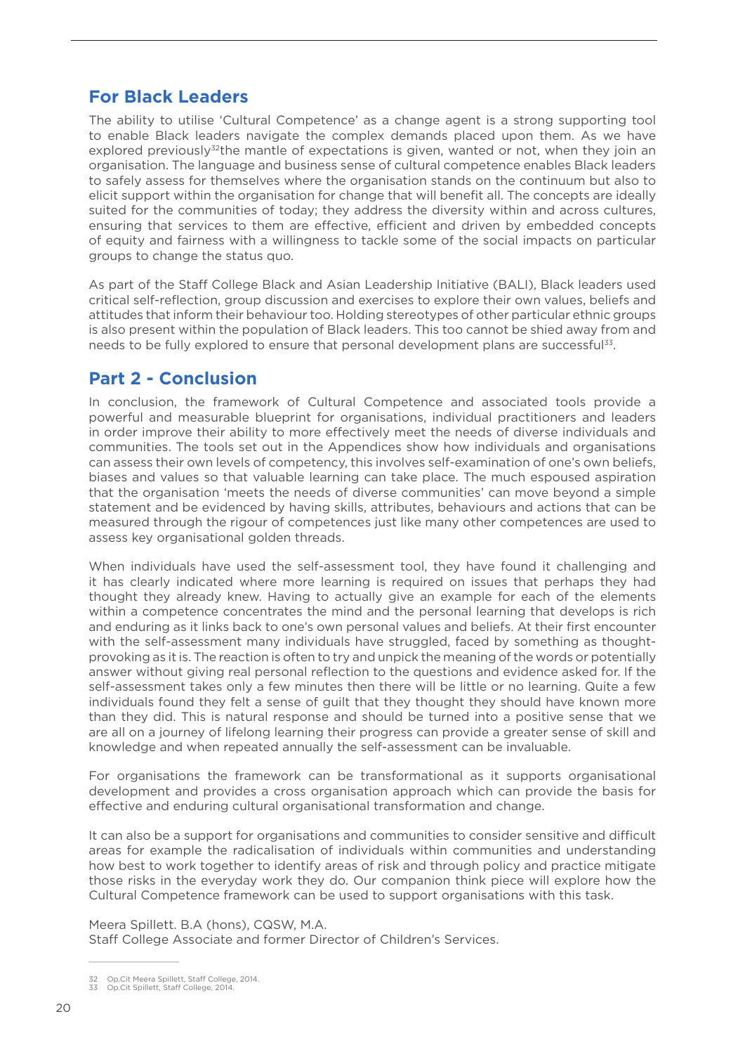## For Black Leaders

The ability to utilise 'Cultural Competence' as a change agent is a strong supporting tool to enable Black leaders navigate the complex demands placed upon them. As we have explored previously[32]the mantle of expectations is given, wanted or not, when they join an organisation. The language and business sense of cultural competence enables Black leaders to safely assess for themselves where the organisation stands on the continuum but also to elicit support within the organisation for change that will benefit all. The concepts are ideally suited for the communities of today; they address the diversity within and across cultures, ensuring that services to them are effective, efficient and driven by embedded concepts of equity and fairness with a willingness to tackle some of the social impacts on particular groups to change the status quo.

As part of the Staff College Black and Asian Leadership Initiative (BALI), Black leaders used critical self-reflection, group discussion and exercises to explore their own values, beliefs and attitudes that inform their behaviour too. Holding stereotypes of other particular ethnic groups is also present within the population of Black leaders. This too cannot be shied away from and needs to be fully explored to ensure that personal development plans are successful[33].

## Part 2 - Conclusion

In conclusion, the framework of Cultural Competence and associated tools provide a powerful and measurable blueprint for organisations, individual practitioners and leaders in order improve their ability to more effectively meet the needs of diverse individuals and communities. The tools set out in the Appendices show how individuals and organisations can assess their own levels of competency, this involves self-examination of one's own beliefs, biases and values so that valuable learning can take place. The much espoused aspiration that the organisation 'meets the needs of diverse communities' can move beyond a simple statement and be evidenced by having skills, attributes, behaviours and actions that can be measured through the rigour of competences just like many other competences are used to assess key organisational golden threads.

When individuals have used the self-assessment tool, they have found it challenging and it has clearly indicated where more learning is required on issues that perhaps they had thought they already knew. Having to actually give an example for each of the elements within a competence concentrates the mind and the personal learning that develops is rich and enduring as it links back to one's own personal values and beliefs. At their first encounter with the self-assessment many individuals have struggled, faced by something as thought-provoking as it is. The reaction is often to try and unpick the meaning of the words or potentially answer without giving real personal reflection to the questions and evidence asked for. If the self-assessment takes only a few minutes then there will be little or no learning. Quite a few individuals found they felt a sense of guilt that they thought they should have known more than they did. This is natural response and should be turned into a positive sense that we are all on a journey of lifelong learning their progress can provide a greater sense of skill and knowledge and when repeated annually the self-assessment can be invaluable.

For organisations the framework can be transformational as it supports organisational development and provides a cross organisation approach which can provide the basis for effective and enduring cultural organisational transformation and change.

It can also be a support for organisations and communities to consider sensitive and difficult areas for example the radicalisation of individuals within communities and understanding how best to work together to identify areas of risk and through policy and practice mitigate those risks in the everyday work they do. Our companion think piece will explore how the Cultural Competence framework can be used to support organisations with this task.

Meera Spillett. B.A (hons), CQSW, M.A.
Staff College Associate and former Director of Children's Services.

---

32 Op.Cit Meera Spillett, Staff College, 2014.
33 Op.Cit Spillett, Staff College, 2014.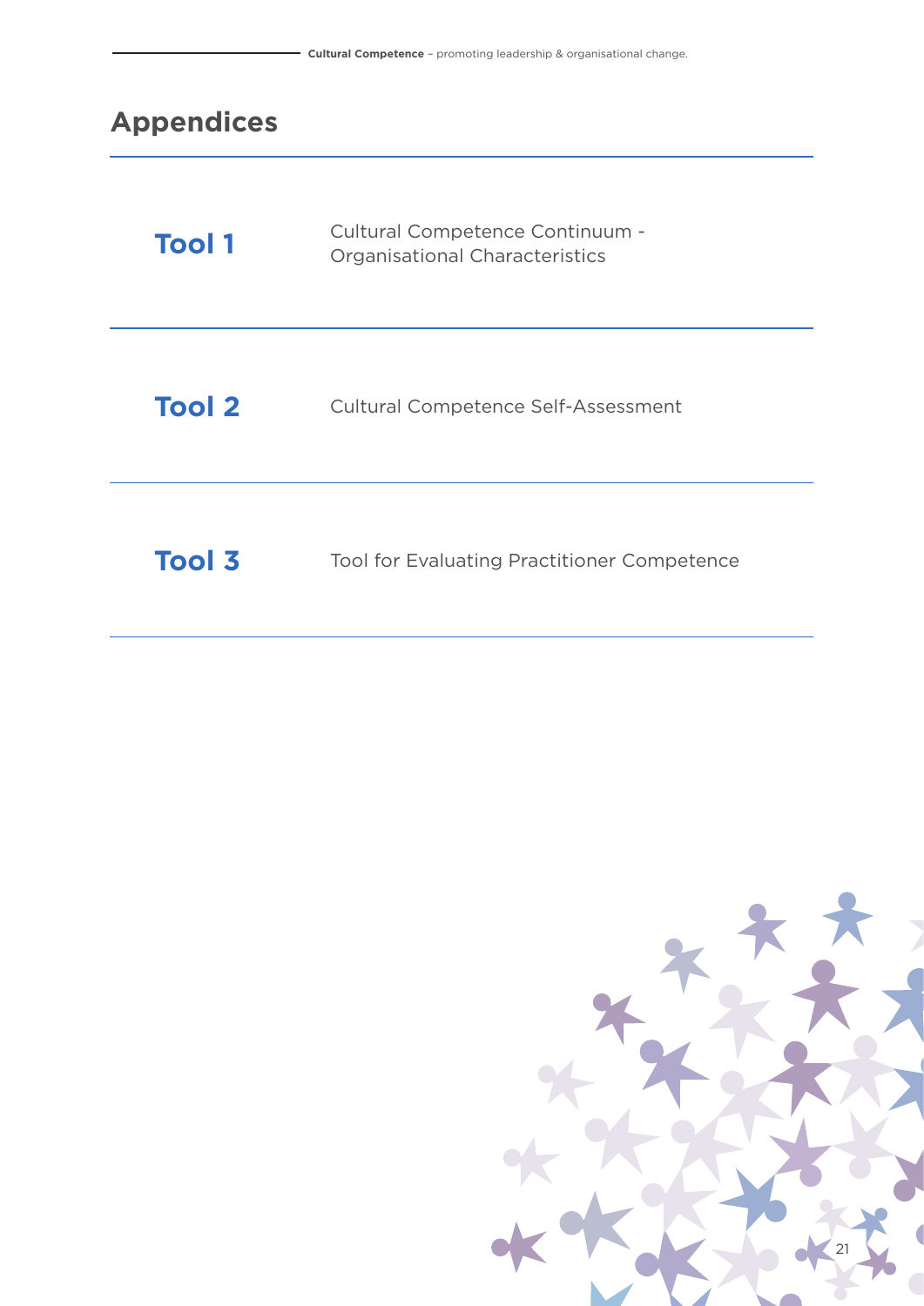# Appendices

| | |
|---|---|
| **Tool 1** | Cultural Competence Continuum - Organisational Characteristics |
| **Tool 2** | Cultural Competence Self-Assessment |
| **Tool 3** | Tool for Evaluating Practitioner Competence |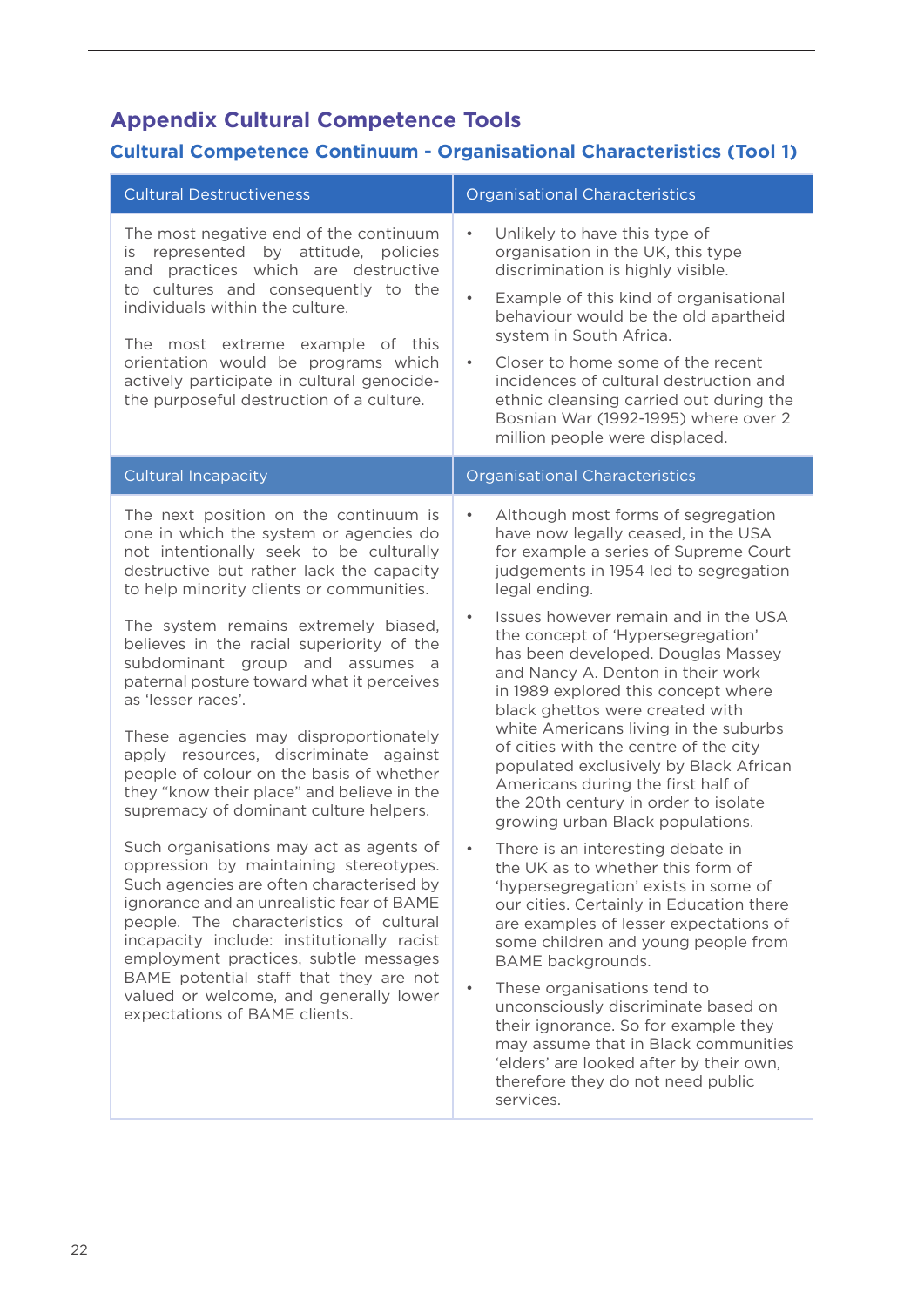# Appendix Cultural Competence Tools

## Cultural Competence Continuum - Organisational Characteristics (Tool 1)

| Cultural Destructiveness | Organisational Characteristics |
|---|---|
| The most negative end of the continuum is represented by attitude, policies and practices which are destructive to cultures and consequently to the individuals within the culture.<br><br>The most extreme example of this orientation would be programs which actively participate in cultural genocide- the purposeful destruction of a culture. | • Unlikely to have this type of organisation in the UK, this type discrimination is highly visible.<br>• Example of this kind of organisational behaviour would be the old apartheid system in South Africa.<br>• Closer to home some of the recent incidences of cultural destruction and ethnic cleansing carried out during the Bosnian War (1992-1995) where over 2 million people were displaced. |
| **Cultural Incapacity** | **Organisational Characteristics** |
| The next position on the continuum is one in which the system or agencies do not intentionally seek to be culturally destructive but rather lack the capacity to help minority clients or communities.<br><br>The system remains extremely biased, believes in the racial superiority of the subdominant group and assumes a paternal posture toward what it perceives as 'lesser races'.<br><br>These agencies may disproportionately apply resources, discriminate against people of colour on the basis of whether they "know their place" and believe in the supremacy of dominant culture helpers.<br><br>Such organisations may act as agents of oppression by maintaining stereotypes. Such agencies are often characterised by ignorance and an unrealistic fear of BAME people. The characteristics of cultural incapacity include: institutionally racist employment practices, subtle messages BAME potential staff that they are not valued or welcome, and generally lower expectations of BAME clients. | • Although most forms of segregation have now legally ceased, in the USA for example a series of Supreme Court judgements in 1954 led to segregation legal ending.<br>• Issues however remain and in the USA the concept of 'Hypersegregation' has been developed. Douglas Massey and Nancy A. Denton in their work in 1989 explored this concept where black ghettos were created with white Americans living in the suburbs of cities with the centre of the city populated exclusively by Black African Americans during the first half of the 20th century in order to isolate growing urban Black populations.<br>• There is an interesting debate in the UK as to whether this form of 'hypersegregation' exists in some of our cities. Certainly in Education there are examples of lesser expectations of some children and young people from BAME backgrounds.<br>• These organisations tend to unconsciously discriminate based on their ignorance. So for example they may assume that in Black communities 'elders' are looked after by their own, therefore they do not need public services. |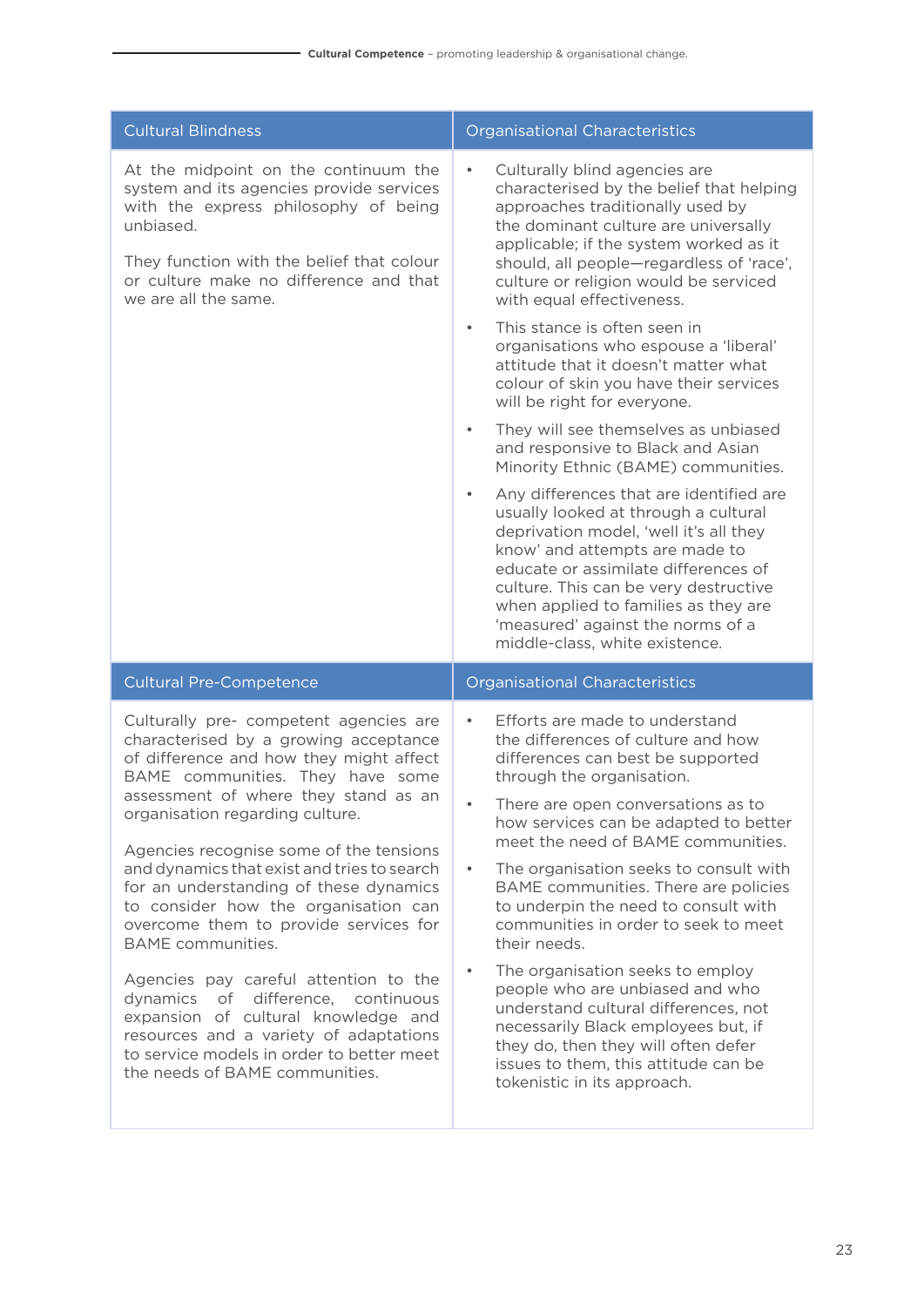| Cultural Blindness | Organisational Characteristics |
|---|---|
| At the midpoint on the continuum the system and its agencies provide services with the express philosophy of being unbiased.<br><br>They function with the belief that colour or culture make no difference and that we are all the same. | • Culturally blind agencies are characterised by the belief that helping approaches traditionally used by the dominant culture are universally applicable; if the system worked as it should, all people—regardless of 'race', culture or religion would be serviced with equal effectiveness.<br>• This stance is often seen in organisations who espouse a 'liberal' attitude that it doesn't matter what colour of skin you have their services will be right for everyone.<br>• They will see themselves as unbiased and responsive to Black and Asian Minority Ethnic (BAME) communities.<br>• Any differences that are identified are usually looked at through a cultural deprivation model, 'well it's all they know' and attempts are made to educate or assimilate differences of culture. This can be very destructive when applied to families as they are 'measured' against the norms of a middle-class, white existence. |

| Cultural Pre-Competence | Organisational Characteristics |
|---|---|
| Culturally pre- competent agencies are characterised by a growing acceptance of difference and how they might affect BAME communities. They have some assessment of where they stand as an organisation regarding culture.<br><br>Agencies recognise some of the tensions and dynamics that exist and tries to search for an understanding of these dynamics to consider how the organisation can overcome them to provide services for BAME communities.<br><br>Agencies pay careful attention to the dynamics of difference, continuous expansion of cultural knowledge and resources and a variety of adaptations to service models in order to better meet the needs of BAME communities. | • Efforts are made to understand the differences of culture and how differences can best be supported through the organisation.<br>• There are open conversations as to how services can be adapted to better meet the need of BAME communities.<br>• The organisation seeks to consult with BAME communities. There are policies to underpin the need to consult with communities in order to seek to meet their needs.<br>• The organisation seeks to employ people who are unbiased and who understand cultural differences, not necessarily Black employees but, if they do, then they will often defer issues to them, this attitude can be tokenistic in its approach. |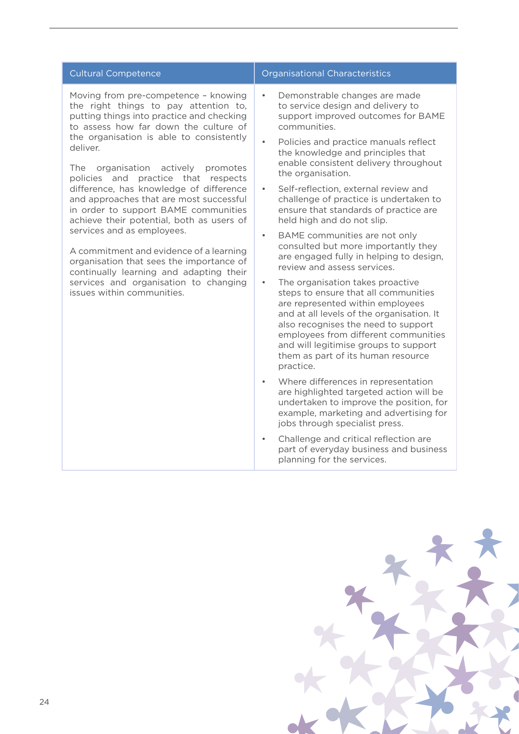| Cultural Competence | Organisational Characteristics |
|---|---|
| Moving from pre-competence – knowing the right things to pay attention to, putting things into practice and checking to assess how far down the culture of the organisation is able to consistently deliver.<br><br>The organisation actively promotes policies and practice that respects difference, has knowledge of difference and approaches that are most successful in order to support BAME communities achieve their potential, both as users of services and as employees.<br><br>A commitment and evidence of a learning organisation that sees the importance of continually learning and adapting their services and organisation to changing issues within communities. | • Demonstrable changes are made to service design and delivery to support improved outcomes for BAME communities.<br>• Policies and practice manuals reflect the knowledge and principles that enable consistent delivery throughout the organisation.<br>• Self-reflection, external review and challenge of practice is undertaken to ensure that standards of practice are held high and do not slip.<br>• BAME communities are not only consulted but more importantly they are engaged fully in helping to design, review and assess services.<br>• The organisation takes proactive steps to ensure that all communities are represented within employees and at all levels of the organisation. It also recognises the need to support employees from different communities and will legitimise groups to support them as part of its human resource practice.<br>• Where differences in representation are highlighted targeted action will be undertaken to improve the position, for example, marketing and advertising for jobs through specialist press.<br>• Challenge and critical reflection are part of everyday business and business planning for the services. |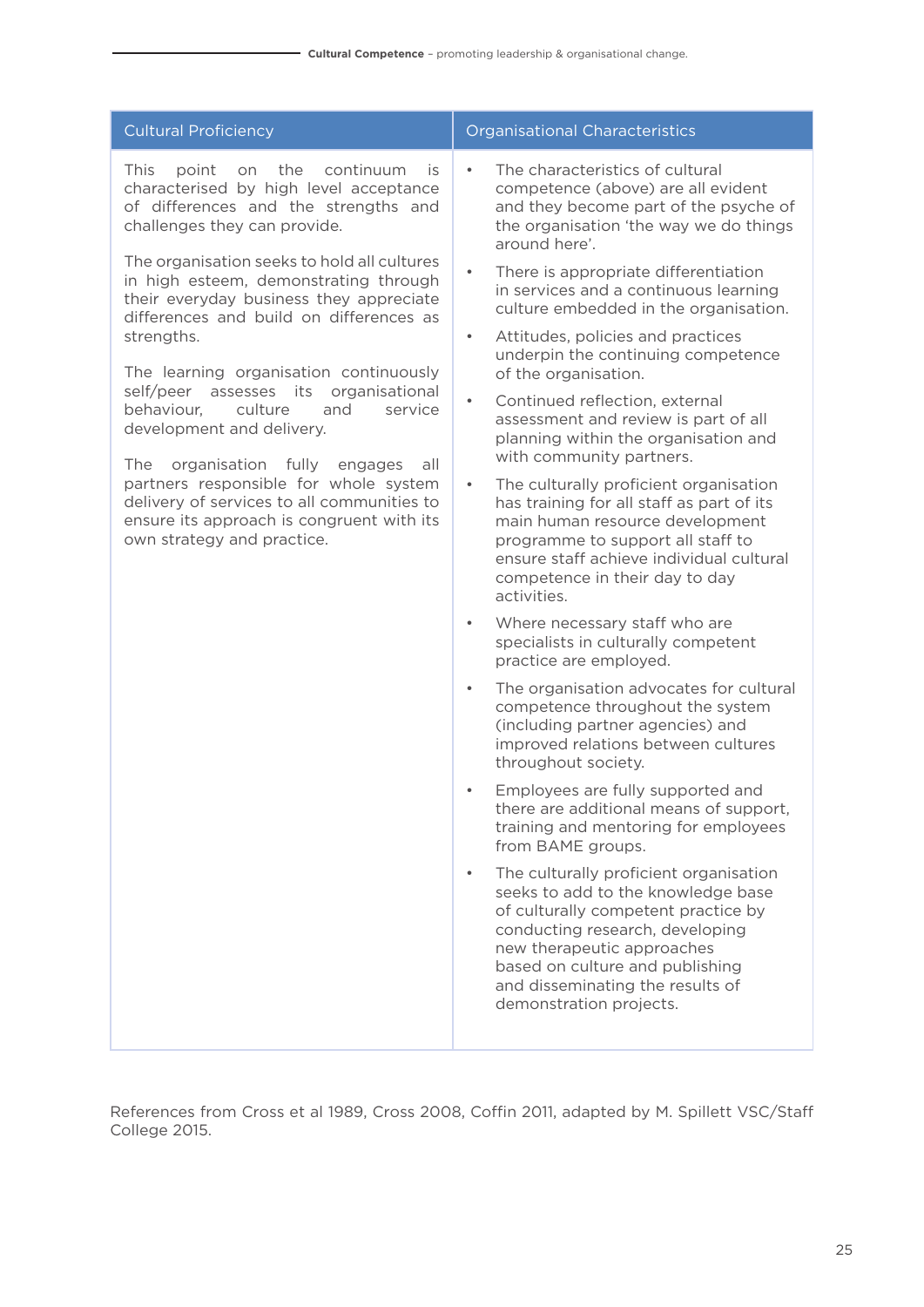| Cultural Proficiency | Organisational Characteristics |
|---|---|
| This point on the continuum is characterised by high level acceptance of differences and the strengths and challenges they can provide.<br><br>The organisation seeks to hold all cultures in high esteem, demonstrating through their everyday business they appreciate differences and build on differences as strengths.<br><br>The learning organisation continuously self/peer assesses its organisational behaviour, culture and service development and delivery.<br><br>The organisation fully engages all partners responsible for whole system delivery of services to all communities to ensure its approach is congruent with its own strategy and practice. | • The characteristics of cultural competence (above) are all evident and they become part of the psyche of the organisation 'the way we do things around here'.<br>• There is appropriate differentiation in services and a continuous learning culture embedded in the organisation.<br>• Attitudes, policies and practices underpin the continuing competence of the organisation.<br>• Continued reflection, external assessment and review is part of all planning within the organisation and with community partners.<br>• The culturally proficient organisation has training for all staff as part of its main human resource development programme to support all staff to ensure staff achieve individual cultural competence in their day to day activities.<br>• Where necessary staff who are specialists in culturally competent practice are employed.<br>• The organisation advocates for cultural competence throughout the system (including partner agencies) and improved relations between cultures throughout society.<br>• Employees are fully supported and there are additional means of support, training and mentoring for employees from BAME groups.<br>• The culturally proficient organisation seeks to add to the knowledge base of culturally competent practice by conducting research, developing new therapeutic approaches based on culture and publishing and disseminating the results of demonstration projects. |

References from Cross et al 1989, Cross 2008, Coffin 2011, adapted by M. Spillett VSC/Staff College 2015.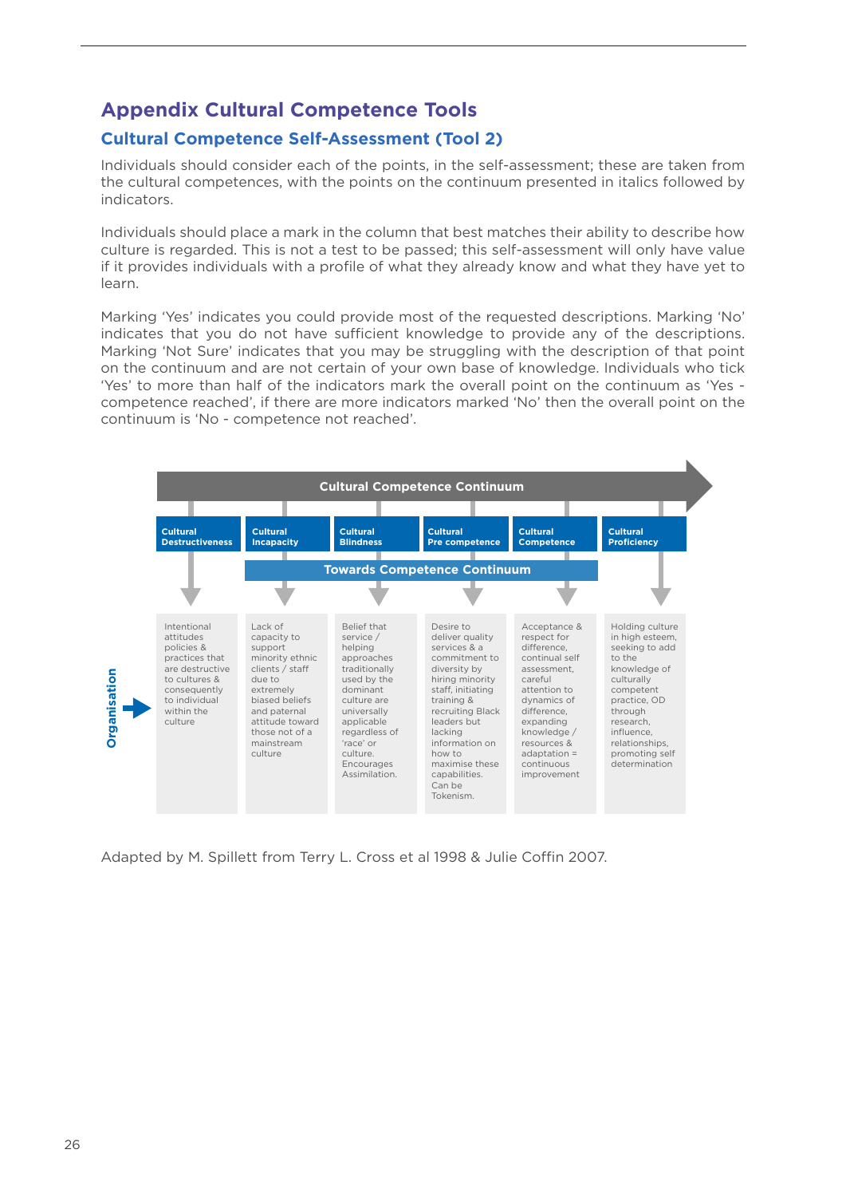## Appendix Cultural Competence Tools

### Cultural Competence Self-Assessment (Tool 2)

Individuals should consider each of the points, in the self-assessment; these are taken from the cultural competences, with the points on the continuum presented in italics followed by indicators.

Individuals should place a mark in the column that best matches their ability to describe how culture is regarded. This is not a test to be passed; this self-assessment will only have value if it provides individuals with a profile of what they already know and what they have yet to learn.

Marking 'Yes' indicates you could provide most of the requested descriptions. Marking 'No' indicates that you do not have sufficient knowledge to provide any of the descriptions. Marking 'Not Sure' indicates that you may be struggling with the description of that point on the continuum and are not certain of your own base of knowledge. Individuals who tick 'Yes' to more than half of the indicators mark the overall point on the continuum as 'Yes - competence reached', if there are more indicators marked 'No' then the overall point on the continuum is 'No - competence not reached'.

**Cultural Competence Continuum**

**Towards Competence Continuum**

| | Cultural Destructiveness | Cultural Incapacity | Cultural Blindness | Cultural Pre competence | Cultural Competence | Cultural Proficiency |
|---|---|---|---|---|---|---|
| **Organisation** | Intentional attitudes policies & practices that are destructive to cultures & consequently to individual within the culture | Lack of capacity to support minority ethnic clients / staff due to extremely biased beliefs and paternal attitude toward those not of a mainstream culture | Belief that service / helping approaches traditionally used by the dominant culture are universally applicable regardless of 'race' or culture. Encourages Assimilation. | Desire to deliver quality services & a commitment to diversity by hiring minority staff, initiating training & recruiting Black leaders but lacking information on how to maximise these capabilities. Can be Tokenism. | Acceptance & respect for difference, continual self assessment, careful attention to dynamics of difference, expanding knowledge / resources & adaptation = continuous improvement | Holding culture in high esteem, seeking to add to the knowledge of culturally competent practice, OD through research, influence, relationships, promoting self determination |

Adapted by M. Spillett from Terry L. Cross et al 1998 & Julie Coffin 2007.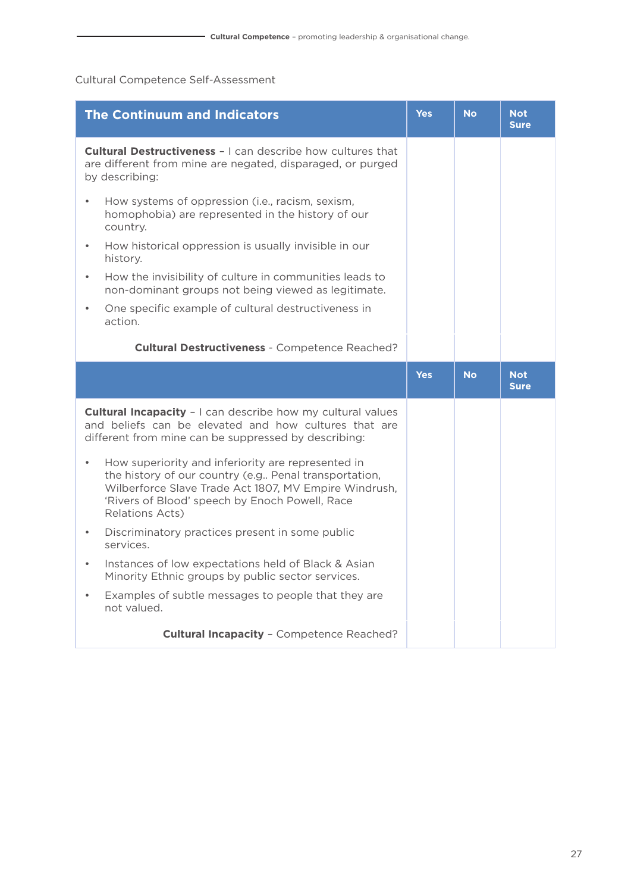Cultural Competence Self-Assessment

| The Continuum and Indicators | Yes | No | Not Sure |
|---|---|---|---|
| **Cultural Destructiveness** – I can describe how cultures that are different from mine are negated, disparaged, or purged by describing:<br><br>• How systems of oppression (i.e., racism, sexism, homophobia) are represented in the history of our country.<br>• How historical oppression is usually invisible in our history.<br>• How the invisibility of culture in communities leads to non-dominant groups not being viewed as legitimate.<br>• One specific example of cultural destructiveness in action. | | | |
| **Cultural Destructiveness** - Competence Reached? | | | |

| | Yes | No | Not Sure |
|---|---|---|---|
| **Cultural Incapacity** – I can describe how my cultural values and beliefs can be elevated and how cultures that are different from mine can be suppressed by describing:<br><br>• How superiority and inferiority are represented in the history of our country (e.g.. Penal transportation, Wilberforce Slave Trade Act 1807, MV Empire Windrush, 'Rivers of Blood' speech by Enoch Powell, Race Relations Acts)<br>• Discriminatory practices present in some public services.<br>• Instances of low expectations held of Black & Asian Minority Ethnic groups by public sector services.<br>• Examples of subtle messages to people that they are not valued. | | | |
| **Cultural Incapacity** – Competence Reached? | | | |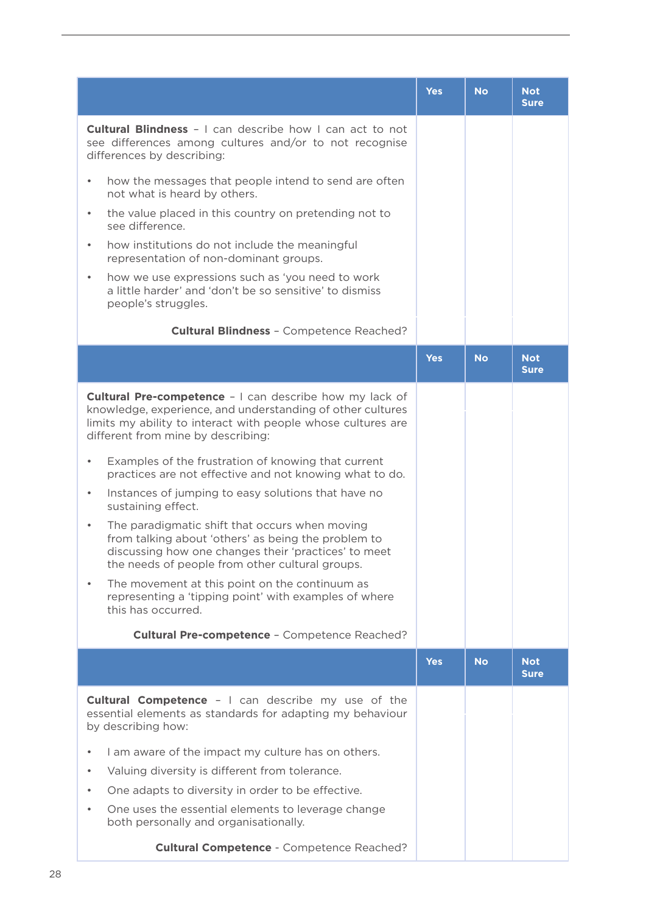| | Yes | No | Not Sure |
|---|---|---|---|
| **Cultural Blindness** – I can describe how I can act to not see differences among cultures and/or to not recognise differences by describing:<br><br>• how the messages that people intend to send are often not what is heard by others.<br>• the value placed in this country on pretending not to see difference.<br>• how institutions do not include the meaningful representation of non-dominant groups.<br>• how we use expressions such as 'you need to work a little harder' and 'don't be so sensitive' to dismiss people's struggles. | | | |
| **Cultural Blindness** – Competence Reached? | | | |

| | Yes | No | Not Sure |
|---|---|---|---|
| **Cultural Pre-competence** – I can describe how my lack of knowledge, experience, and understanding of other cultures limits my ability to interact with people whose cultures are different from mine by describing:<br><br>• Examples of the frustration of knowing that current practices are not effective and not knowing what to do.<br>• Instances of jumping to easy solutions that have no sustaining effect.<br>• The paradigmatic shift that occurs when moving from talking about 'others' as being the problem to discussing how one changes their 'practices' to meet the needs of people from other cultural groups.<br>• The movement at this point on the continuum as representing a 'tipping point' with examples of where this has occurred. | | | |
| **Cultural Pre-competence** – Competence Reached? | | | |

| | Yes | No | Not Sure |
|---|---|---|---|
| **Cultural Competence** – I can describe my use of the essential elements as standards for adapting my behaviour by describing how:<br><br>• I am aware of the impact my culture has on others.<br>• Valuing diversity is different from tolerance.<br>• One adapts to diversity in order to be effective.<br>• One uses the essential elements to leverage change both personally and organisationally. | | | |
| **Cultural Competence** - Competence Reached? | | | |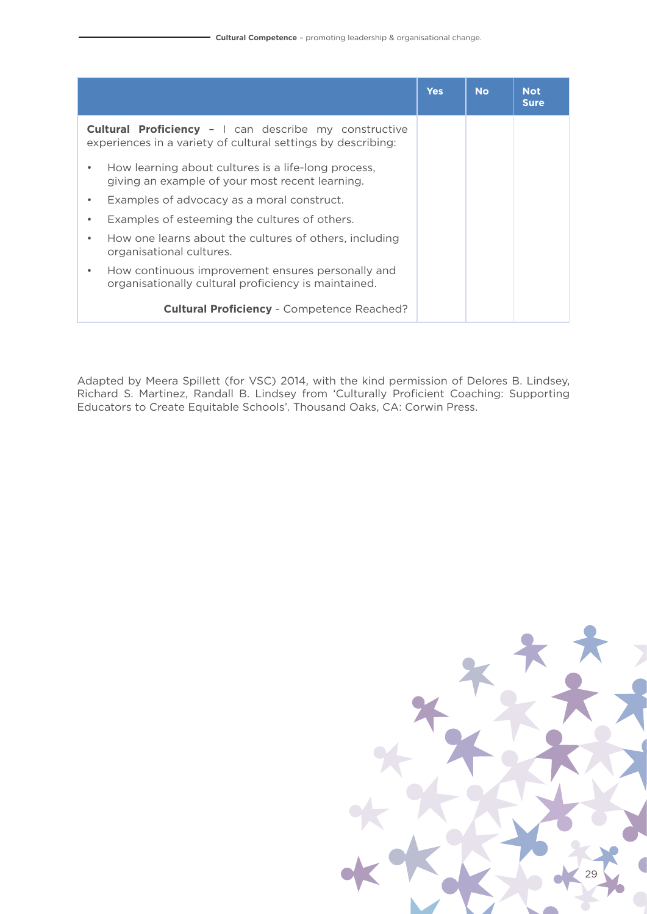| | Yes | No | Not Sure |
|---|---|---|---|
| **Cultural Proficiency** – I can describe my constructive experiences in a variety of cultural settings by describing: | | | |
| • How learning about cultures is a life-long process, giving an example of your most recent learning. | | | |
| • Examples of advocacy as a moral construct. | | | |
| • Examples of esteeming the cultures of others. | | | |
| • How one learns about the cultures of others, including organisational cultures. | | | |
| • How continuous improvement ensures personally and organisationally cultural proficiency is maintained. | | | |
| **Cultural Proficiency** - Competence Reached? | | | |

Adapted by Meera Spillett (for VSC) 2014, with the kind permission of Delores B. Lindsey, Richard S. Martinez, Randall B. Lindsey from 'Culturally Proficient Coaching: Supporting Educators to Create Equitable Schools'. Thousand Oaks, CA: Corwin Press.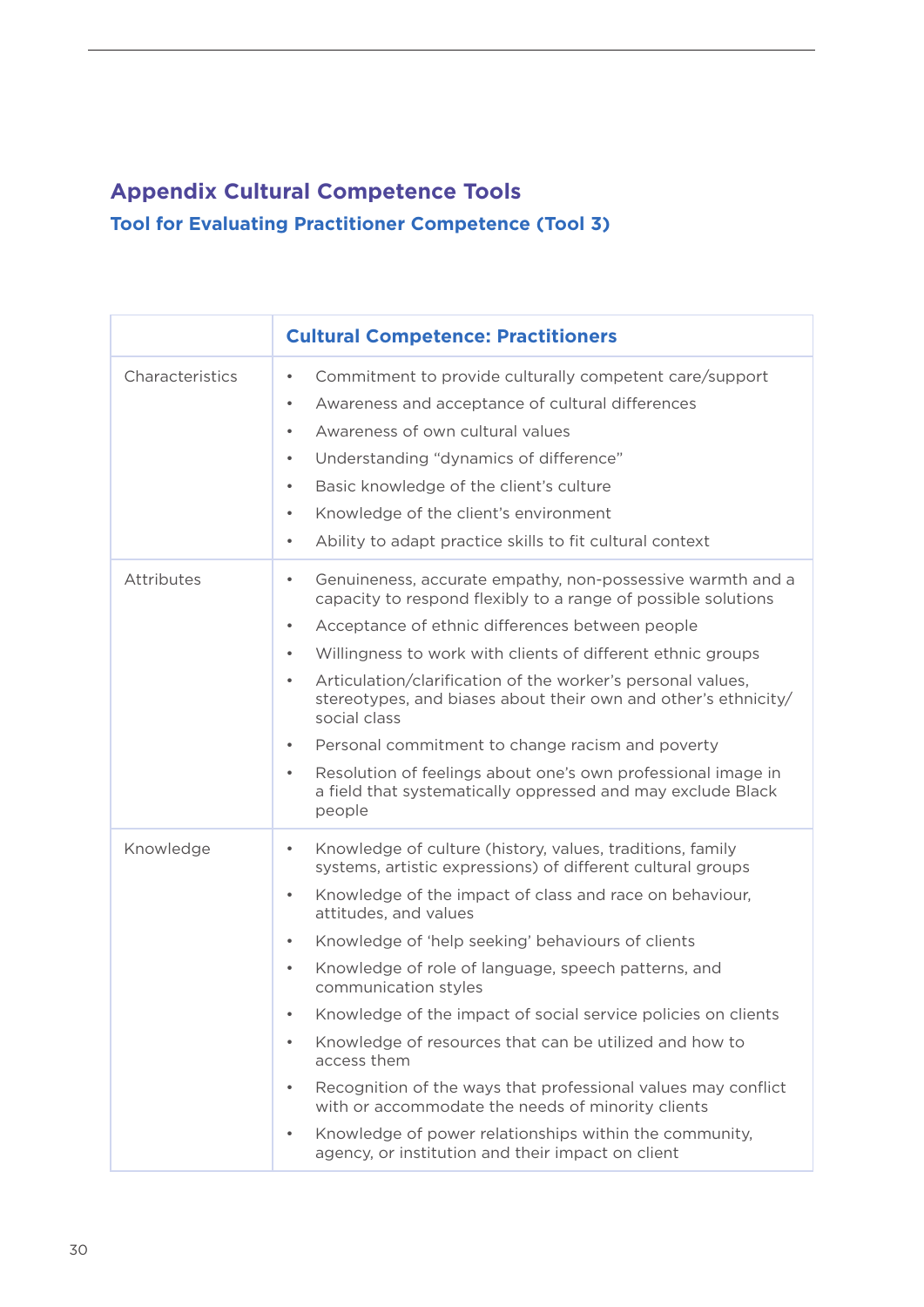# Appendix Cultural Competence Tools

## Tool for Evaluating Practitioner Competence (Tool 3)

| | Cultural Competence: Practitioners |
|---|---|
| Characteristics | • Commitment to provide culturally competent care/support<br>• Awareness and acceptance of cultural differences<br>• Awareness of own cultural values<br>• Understanding "dynamics of difference"<br>• Basic knowledge of the client's culture<br>• Knowledge of the client's environment<br>• Ability to adapt practice skills to fit cultural context |
| Attributes | • Genuineness, accurate empathy, non-possessive warmth and a capacity to respond flexibly to a range of possible solutions<br>• Acceptance of ethnic differences between people<br>• Willingness to work with clients of different ethnic groups<br>• Articulation/clarification of the worker's personal values, stereotypes, and biases about their own and other's ethnicity/ social class<br>• Personal commitment to change racism and poverty<br>• Resolution of feelings about one's own professional image in a field that systematically oppressed and may exclude Black people |
| Knowledge | • Knowledge of culture (history, values, traditions, family systems, artistic expressions) of different cultural groups<br>• Knowledge of the impact of class and race on behaviour, attitudes, and values<br>• Knowledge of 'help seeking' behaviours of clients<br>• Knowledge of role of language, speech patterns, and communication styles<br>• Knowledge of the impact of social service policies on clients<br>• Knowledge of resources that can be utilized and how to access them<br>• Recognition of the ways that professional values may conflict with or accommodate the needs of minority clients<br>• Knowledge of power relationships within the community, agency, or institution and their impact on client |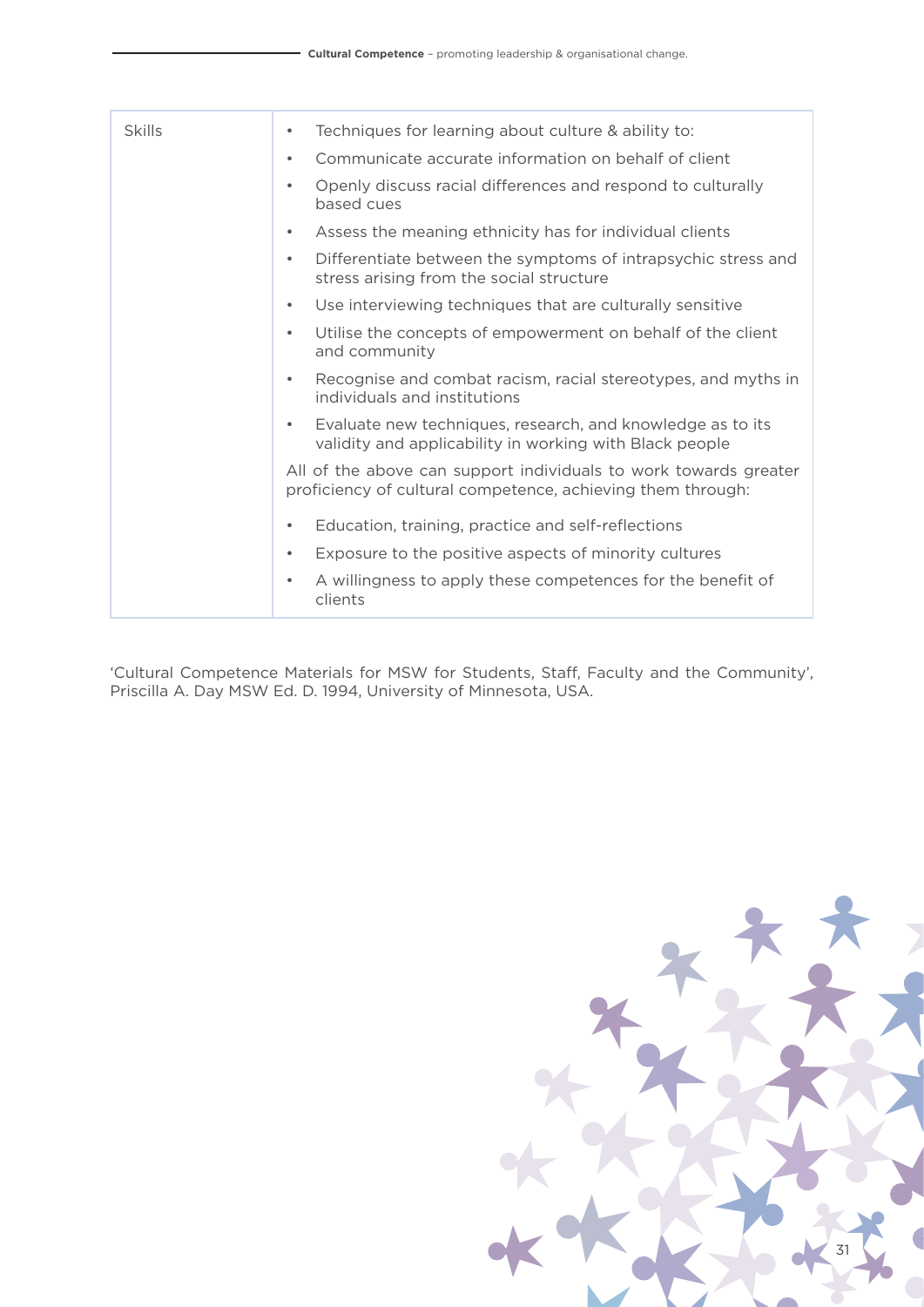| Skills | • Techniques for learning about culture & ability to:<br>• Communicate accurate information on behalf of client<br>• Openly discuss racial differences and respond to culturally based cues<br>• Assess the meaning ethnicity has for individual clients<br>• Differentiate between the symptoms of intrapsychic stress and stress arising from the social structure<br>• Use interviewing techniques that are culturally sensitive<br>• Utilise the concepts of empowerment on behalf of the client and community<br>• Recognise and combat racism, racial stereotypes, and myths in individuals and institutions<br>• Evaluate new techniques, research, and knowledge as to its validity and applicability in working with Black people<br>All of the above can support individuals to work towards greater proficiency of cultural competence, achieving them through:<br>• Education, training, practice and self-reflections<br>• Exposure to the positive aspects of minority cultures<br>• A willingness to apply these competences for the benefit of clients |
|---|---|

'Cultural Competence Materials for MSW for Students, Staff, Faculty and the Community', Priscilla A. Day MSW Ed. D. 1994, University of Minnesota, USA.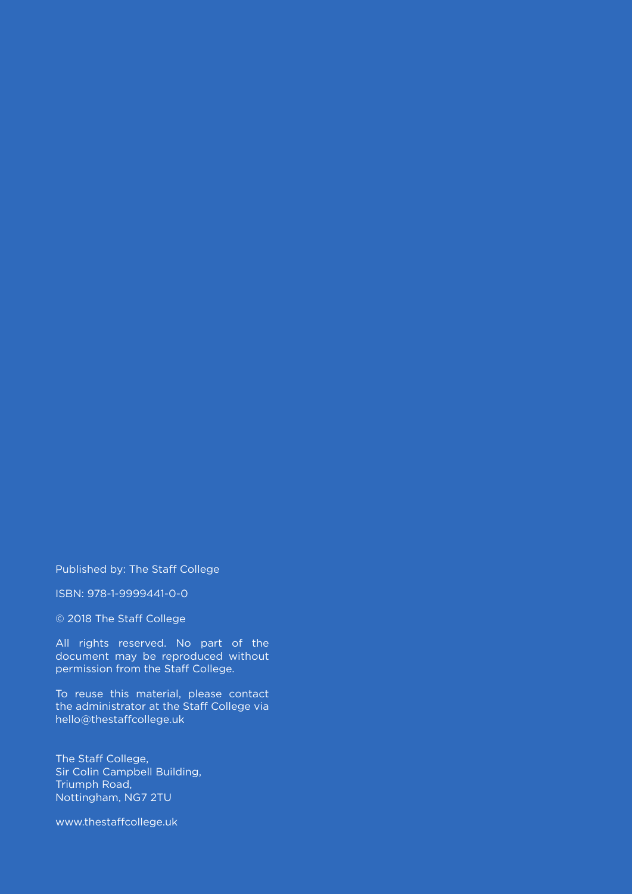Published by: The Staff College

ISBN: 978-1-9999441-0-0

© 2018 The Staff College

All rights reserved. No part of the document may be reproduced without permission from the Staff College.

To reuse this material, please contact the administrator at the Staff College via hello@thestaffcollege.uk

The Staff College,
Sir Colin Campbell Building,
Triumph Road,
Nottingham, NG7 2TU

www.thestaffcollege.uk